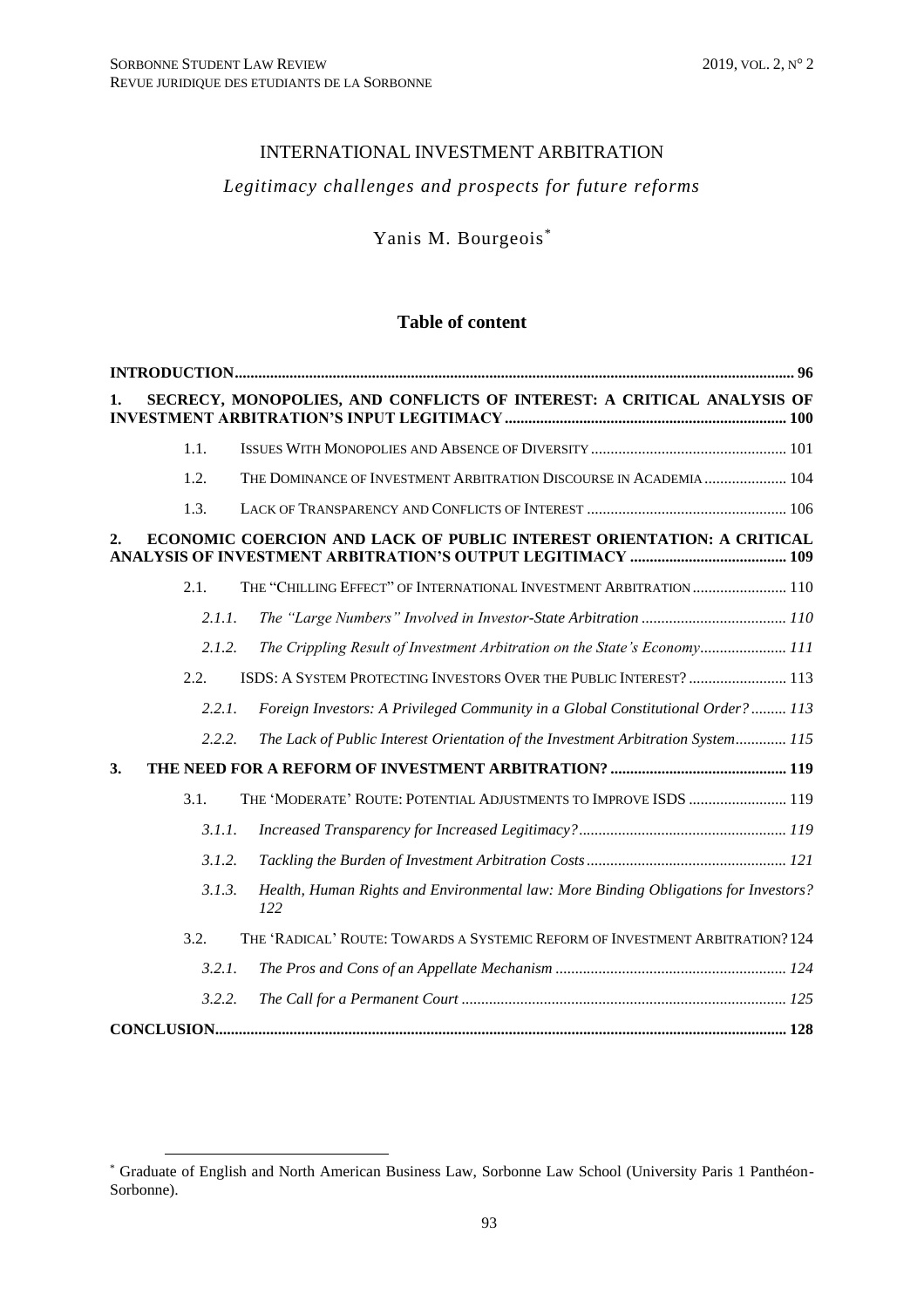# INTERNATIONAL INVESTMENT ARBITRATION

## *Legitimacy challenges and prospects for future reforms*

Yanis M. Bourgeois[*]

### Table of content

**INTRODUCTION** ............ **96**

**1. SECRECY, MONOPOLIES, AND CONFLICTS OF INTEREST: A CRITICAL ANALYSIS OF INVESTMENT ARBITRATION'S INPUT LEGITIMACY** ............ **100**

- 1.1. ISSUES WITH MONOPOLIES AND ABSENCE OF DIVERSITY ............ 101
- 1.2. THE DOMINANCE OF INVESTMENT ARBITRATION DISCOURSE IN ACADEMIA ............ 104
- 1.3. LACK OF TRANSPARENCY AND CONFLICTS OF INTEREST ............ 106

**2. ECONOMIC COERCION AND LACK OF PUBLIC INTEREST ORIENTATION: A CRITICAL ANALYSIS OF INVESTMENT ARBITRATION'S OUTPUT LEGITIMACY** ............ **109**

- 2.1. THE "CHILLING EFFECT" OF INTERNATIONAL INVESTMENT ARBITRATION ............ 110
  - *2.1.1. The "Large Numbers" Involved in Investor-State Arbitration ............ 110*
  - *2.1.2. The Crippling Result of Investment Arbitration on the State's Economy ............ 111*
- 2.2. ISDS: A SYSTEM PROTECTING INVESTORS OVER THE PUBLIC INTEREST? ............ 113
  - *2.2.1. Foreign Investors: A Privileged Community in a Global Constitutional Order? ............ 113*
  - *2.2.2. The Lack of Public Interest Orientation of the Investment Arbitration System ............ 115*

**3. THE NEED FOR A REFORM OF INVESTMENT ARBITRATION?** ............ **119**

- 3.1. THE 'MODERATE' ROUTE: POTENTIAL ADJUSTMENTS TO IMPROVE ISDS ............ 119
  - *3.1.1. Increased Transparency for Increased Legitimacy? ............ 119*
  - *3.1.2. Tackling the Burden of Investment Arbitration Costs ............ 121*
  - *3.1.3. Health, Human Rights and Environmental law: More Binding Obligations for Investors? ............ 122*
- 3.2. THE 'RADICAL' ROUTE: TOWARDS A SYSTEMIC REFORM OF INVESTMENT ARBITRATION? ............ 124
  - *3.2.1. The Pros and Cons of an Appellate Mechanism ............ 124*
  - *3.2.2. The Call for a Permanent Court ............ 125*

**CONCLUSION** ............ **128**

---

[*] Graduate of English and North American Business Law, Sorbonne Law School (University Paris 1 Panthéon-Sorbonne).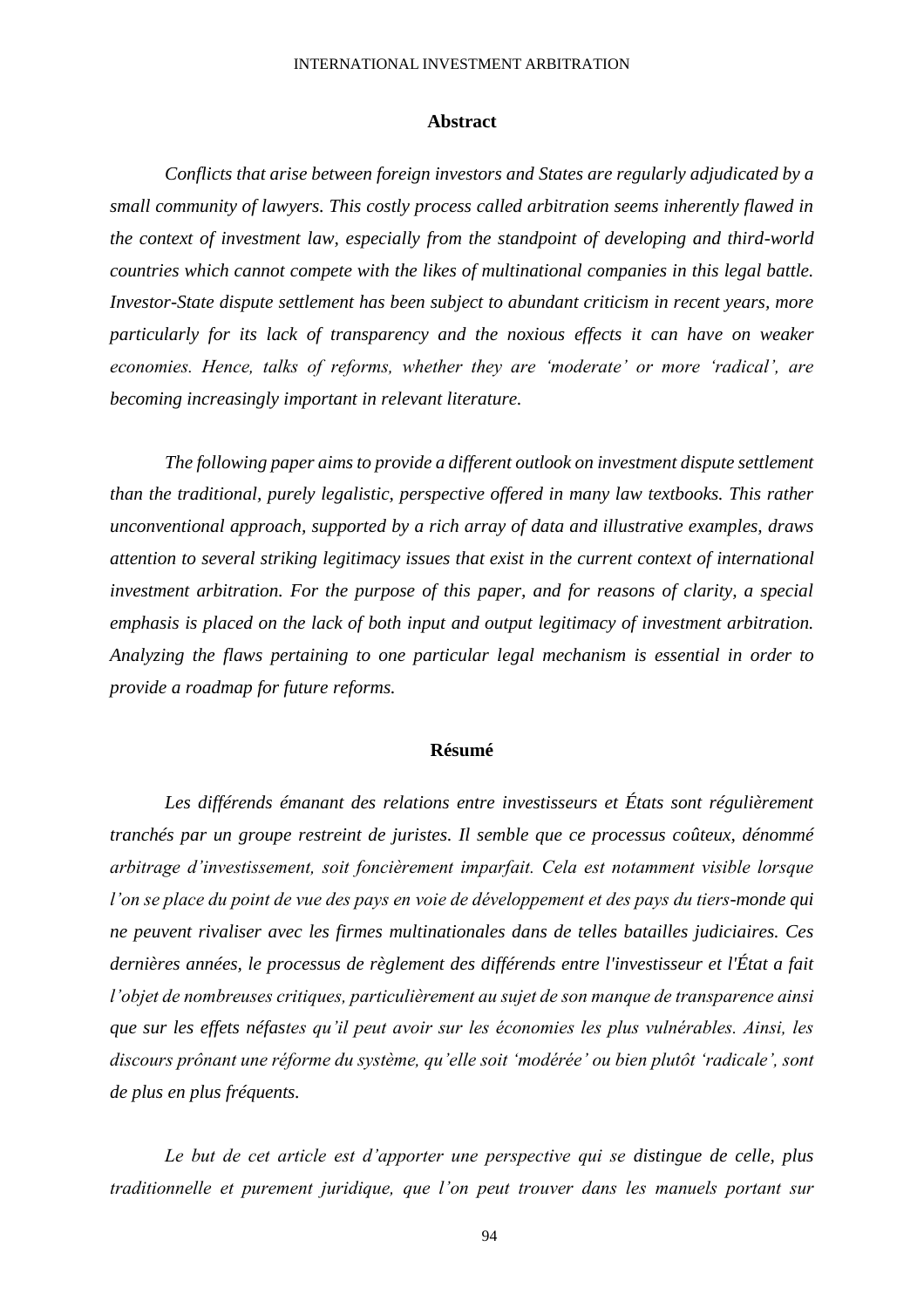## Abstract

*Conflicts that arise between foreign investors and States are regularly adjudicated by a small community of lawyers. This costly process called arbitration seems inherently flawed in the context of investment law, especially from the standpoint of developing and third-world countries which cannot compete with the likes of multinational companies in this legal battle. Investor-State dispute settlement has been subject to abundant criticism in recent years, more particularly for its lack of transparency and the noxious effects it can have on weaker economies. Hence, talks of reforms, whether they are 'moderate' or more 'radical', are becoming increasingly important in relevant literature.*

*The following paper aims to provide a different outlook on investment dispute settlement than the traditional, purely legalistic, perspective offered in many law textbooks. This rather unconventional approach, supported by a rich array of data and illustrative examples, draws attention to several striking legitimacy issues that exist in the current context of international investment arbitration. For the purpose of this paper, and for reasons of clarity, a special emphasis is placed on the lack of both input and output legitimacy of investment arbitration. Analyzing the flaws pertaining to one particular legal mechanism is essential in order to provide a roadmap for future reforms.*

## Résumé

*Les différends émanant des relations entre investisseurs et États sont régulièrement tranchés par un groupe restreint de juristes. Il semble que ce processus coûteux, dénommé arbitrage d'investissement, soit foncièrement imparfait. Cela est notamment visible lorsque l'on se place du point de vue des pays en voie de développement et des pays du tiers-monde qui ne peuvent rivaliser avec les firmes multinationales dans de telles batailles judiciaires. Ces dernières années, le processus de règlement des différends entre l'investisseur et l'État a fait l'objet de nombreuses critiques, particulièrement au sujet de son manque de transparence ainsi que sur les effets néfastes qu'il peut avoir sur les économies les plus vulnérables. Ainsi, les discours prônant une réforme du système, qu'elle soit 'modérée' ou bien plutôt 'radicale', sont de plus en plus fréquents.*

*Le but de cet article est d'apporter une perspective qui se distingue de celle, plus traditionnelle et purement juridique, que l'on peut trouver dans les manuels portant sur*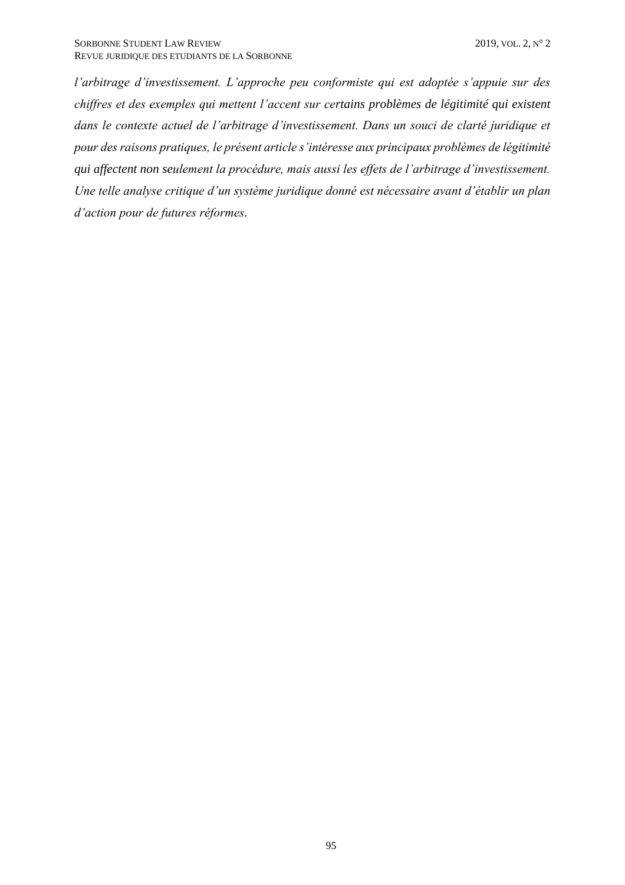*l'arbitrage d'investissement. L'approche peu conformiste qui est adoptée s'appuie sur des chiffres et des exemples qui mettent l'accent sur certains problèmes de légitimité qui existent dans le contexte actuel de l'arbitrage d'investissement. Dans un souci de clarté juridique et pour des raisons pratiques, le présent article s'intéresse aux principaux problèmes de légitimité qui affectent non seulement la procédure, mais aussi les effets de l'arbitrage d'investissement. Une telle analyse critique d'un système juridique donné est nécessaire avant d'établir un plan d'action pour de futures réformes.*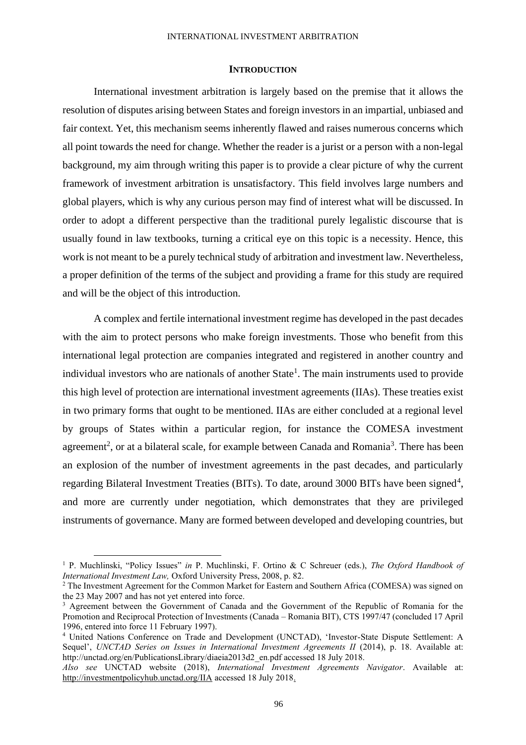## INTRODUCTION

International investment arbitration is largely based on the premise that it allows the resolution of disputes arising between States and foreign investors in an impartial, unbiased and fair context. Yet, this mechanism seems inherently flawed and raises numerous concerns which all point towards the need for change. Whether the reader is a jurist or a person with a non-legal background, my aim through writing this paper is to provide a clear picture of why the current framework of investment arbitration is unsatisfactory. This field involves large numbers and global players, which is why any curious person may find of interest what will be discussed. In order to adopt a different perspective than the traditional purely legalistic discourse that is usually found in law textbooks, turning a critical eye on this topic is a necessity. Hence, this work is not meant to be a purely technical study of arbitration and investment law. Nevertheless, a proper definition of the terms of the subject and providing a frame for this study are required and will be the object of this introduction.

A complex and fertile international investment regime has developed in the past decades with the aim to protect persons who make foreign investments. Those who benefit from this international legal protection are companies integrated and registered in another country and individual investors who are nationals of another State[1]. The main instruments used to provide this high level of protection are international investment agreements (IIAs). These treaties exist in two primary forms that ought to be mentioned. IIAs are either concluded at a regional level by groups of States within a particular region, for instance the COMESA investment agreement[2], or at a bilateral scale, for example between Canada and Romania[3]. There has been an explosion of the number of investment agreements in the past decades, and particularly regarding Bilateral Investment Treaties (BITs). To date, around 3000 BITs have been signed[4], and more are currently under negotiation, which demonstrates that they are privileged instruments of governance. Many are formed between developed and developing countries, but

---

[1] P. Muchlinski, "Policy Issues" *in* P. Muchlinski, F. Ortino & C Schreuer (eds.), *The Oxford Handbook of International Investment Law,* Oxford University Press, 2008, p. 82.

[2] The Investment Agreement for the Common Market for Eastern and Southern Africa (COMESA) was signed on the 23 May 2007 and has not yet entered into force.

[3] Agreement between the Government of Canada and the Government of the Republic of Romania for the Promotion and Reciprocal Protection of Investments (Canada – Romania BIT), CTS 1997/47 (concluded 17 April 1996, entered into force 11 February 1997).

[4] United Nations Conference on Trade and Development (UNCTAD), 'Investor-State Dispute Settlement: A Sequel', *UNCTAD Series on Issues in International Investment Agreements II* (2014), p. 18. Available at: http://unctad.org/en/PublicationsLibrary/diaeia2013d2_en.pdf accessed 18 July 2018.
*Also see* UNCTAD website (2018), *International Investment Agreements Navigator*. Available at: http://investmentpolicyhub.unctad.org/IIA accessed 18 July 2018.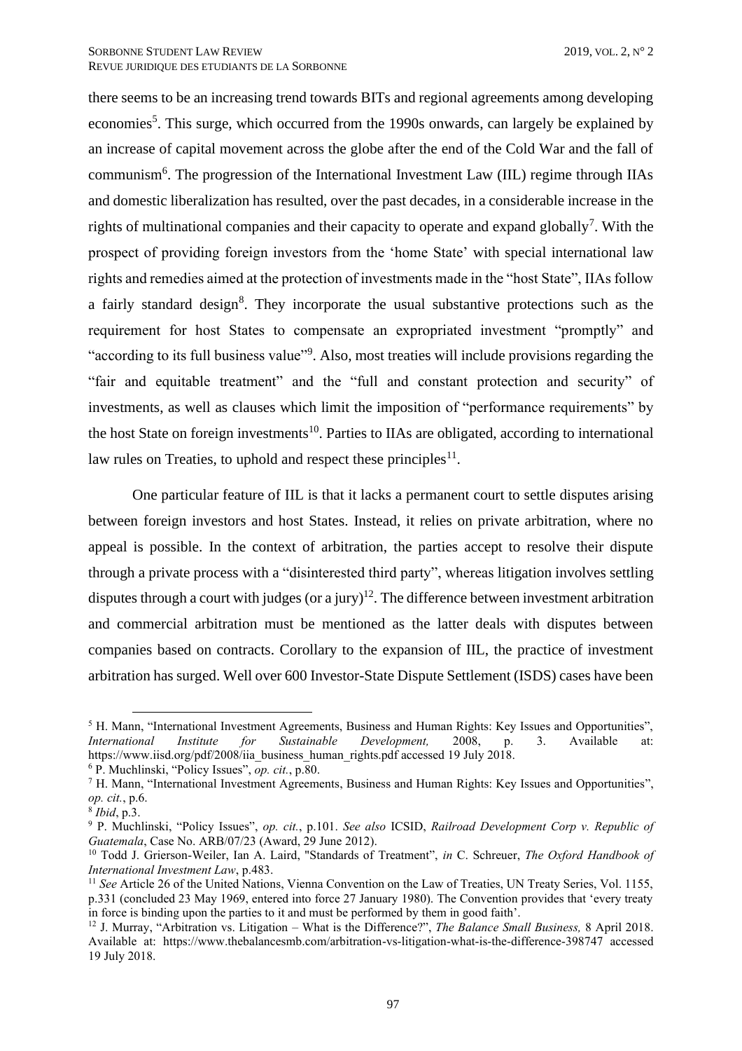there seems to be an increasing trend towards BITs and regional agreements among developing economies[5]. This surge, which occurred from the 1990s onwards, can largely be explained by an increase of capital movement across the globe after the end of the Cold War and the fall of communism[6]. The progression of the International Investment Law (IIL) regime through IIAs and domestic liberalization has resulted, over the past decades, in a considerable increase in the rights of multinational companies and their capacity to operate and expand globally[7]. With the prospect of providing foreign investors from the 'home State' with special international law rights and remedies aimed at the protection of investments made in the "host State", IIAs follow a fairly standard design[8]. They incorporate the usual substantive protections such as the requirement for host States to compensate an expropriated investment "promptly" and "according to its full business value"[9]. Also, most treaties will include provisions regarding the "fair and equitable treatment" and the "full and constant protection and security" of investments, as well as clauses which limit the imposition of "performance requirements" by the host State on foreign investments[10]. Parties to IIAs are obligated, according to international law rules on Treaties, to uphold and respect these principles[11].

One particular feature of IIL is that it lacks a permanent court to settle disputes arising between foreign investors and host States. Instead, it relies on private arbitration, where no appeal is possible. In the context of arbitration, the parties accept to resolve their dispute through a private process with a "disinterested third party", whereas litigation involves settling disputes through a court with judges (or a jury)[12]. The difference between investment arbitration and commercial arbitration must be mentioned as the latter deals with disputes between companies based on contracts. Corollary to the expansion of IIL, the practice of investment arbitration has surged. Well over 600 Investor-State Dispute Settlement (ISDS) cases have been

---

[5] H. Mann, "International Investment Agreements, Business and Human Rights: Key Issues and Opportunities", *International Institute for Sustainable Development,* 2008, p. 3. Available at: https://www.iisd.org/pdf/2008/iia_business_human_rights.pdf accessed 19 July 2018.

[6] P. Muchlinski, "Policy Issues", *op. cit.*, p.80.

[7] H. Mann, "International Investment Agreements, Business and Human Rights: Key Issues and Opportunities", *op. cit.*, p.6.

[8] *Ibid*, p.3.

[9] P. Muchlinski, "Policy Issues", *op. cit.*, p.101. *See also* ICSID, *Railroad Development Corp v. Republic of Guatemala*, Case No. ARB/07/23 (Award, 29 June 2012).

[10] Todd J. Grierson-Weiler, Ian A. Laird, "Standards of Treatment", *in* C. Schreuer, *The Oxford Handbook of International Investment Law*, p.483.

[11] *See* Article 26 of the United Nations, Vienna Convention on the Law of Treaties, UN Treaty Series, Vol. 1155, p.331 (concluded 23 May 1969, entered into force 27 January 1980). The Convention provides that 'every treaty in force is binding upon the parties to it and must be performed by them in good faith'.

[12] J. Murray, "Arbitration vs. Litigation – What is the Difference?", *The Balance Small Business,* 8 April 2018. Available at: https://www.thebalancesmb.com/arbitration-vs-litigation-what-is-the-difference-398747 accessed 19 July 2018.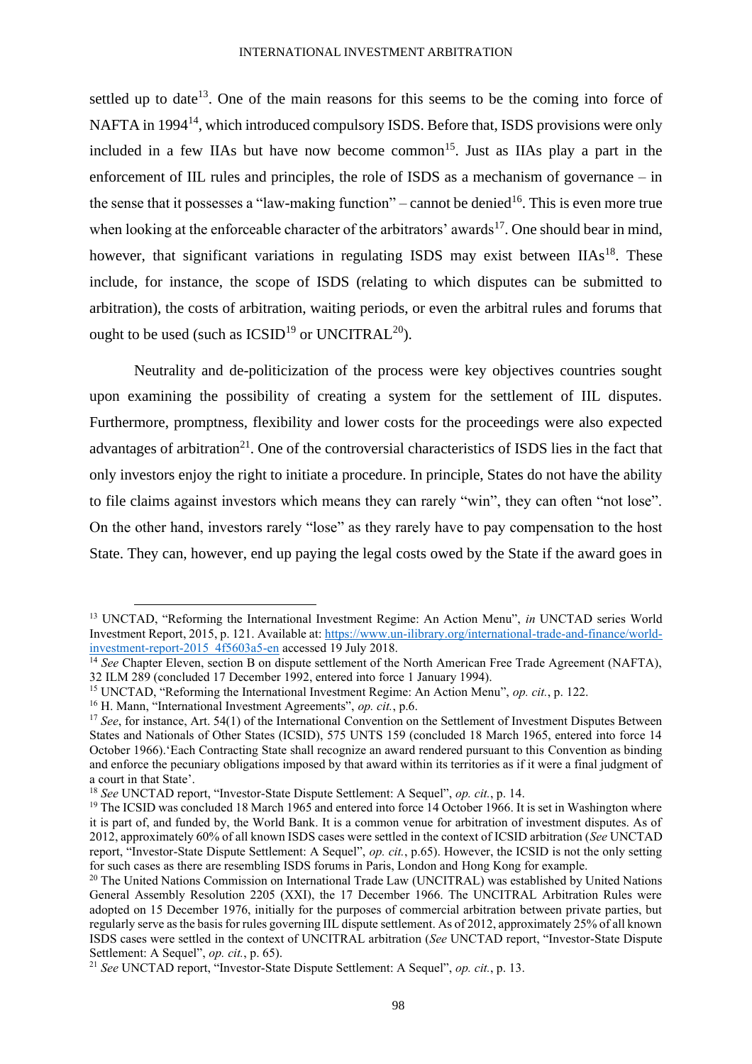settled up to date[13]. One of the main reasons for this seems to be the coming into force of NAFTA in 1994[14], which introduced compulsory ISDS. Before that, ISDS provisions were only included in a few IIAs but have now become common[15]. Just as IIAs play a part in the enforcement of IIL rules and principles, the role of ISDS as a mechanism of governance – in the sense that it possesses a "law-making function" – cannot be denied[16]. This is even more true when looking at the enforceable character of the arbitrators' awards[17]. One should bear in mind, however, that significant variations in regulating ISDS may exist between IIAs[18]. These include, for instance, the scope of ISDS (relating to which disputes can be submitted to arbitration), the costs of arbitration, waiting periods, or even the arbitral rules and forums that ought to be used (such as ICSID[19] or UNCITRAL[20]).

Neutrality and de-politicization of the process were key objectives countries sought upon examining the possibility of creating a system for the settlement of IIL disputes. Furthermore, promptness, flexibility and lower costs for the proceedings were also expected advantages of arbitration[21]. One of the controversial characteristics of ISDS lies in the fact that only investors enjoy the right to initiate a procedure. In principle, States do not have the ability to file claims against investors which means they can rarely "win", they can often "not lose". On the other hand, investors rarely "lose" as they rarely have to pay compensation to the host State. They can, however, end up paying the legal costs owed by the State if the award goes in

---

[13] UNCTAD, "Reforming the International Investment Regime: An Action Menu", *in* UNCTAD series World Investment Report, 2015, p. 121. Available at: https://www.un-ilibrary.org/international-trade-and-finance/world-investment-report-2015_4f5603a5-en accessed 19 July 2018.

[14] *See* Chapter Eleven, section B on dispute settlement of the North American Free Trade Agreement (NAFTA), 32 ILM 289 (concluded 17 December 1992, entered into force 1 January 1994).

[15] UNCTAD, "Reforming the International Investment Regime: An Action Menu", *op. cit.*, p. 122.

[16] H. Mann, "International Investment Agreements", *op. cit.*, p.6.

[17] *See*, for instance, Art. 54(1) of the International Convention on the Settlement of Investment Disputes Between States and Nationals of Other States (ICSID), 575 UNTS 159 (concluded 18 March 1965, entered into force 14 October 1966).'Each Contracting State shall recognize an award rendered pursuant to this Convention as binding and enforce the pecuniary obligations imposed by that award within its territories as if it were a final judgment of a court in that State'.

[18] *See* UNCTAD report, "Investor-State Dispute Settlement: A Sequel", *op. cit.*, p. 14.

[19] The ICSID was concluded 18 March 1965 and entered into force 14 October 1966. It is set in Washington where it is part of, and funded by, the World Bank. It is a common venue for arbitration of investment disputes. As of 2012, approximately 60% of all known ISDS cases were settled in the context of ICSID arbitration (*See* UNCTAD report, "Investor-State Dispute Settlement: A Sequel", *op. cit.*, p.65). However, the ICSID is not the only setting for such cases as there are resembling ISDS forums in Paris, London and Hong Kong for example.

[20] The United Nations Commission on International Trade Law (UNCITRAL) was established by United Nations General Assembly Resolution 2205 (XXI), the 17 December 1966. The UNCITRAL Arbitration Rules were adopted on 15 December 1976, initially for the purposes of commercial arbitration between private parties, but regularly serve as the basis for rules governing IIL dispute settlement. As of 2012, approximately 25% of all known ISDS cases were settled in the context of UNCITRAL arbitration (*See* UNCTAD report, "Investor-State Dispute Settlement: A Sequel", *op. cit.*, p. 65).

[21] *See* UNCTAD report, "Investor-State Dispute Settlement: A Sequel", *op. cit.*, p. 13.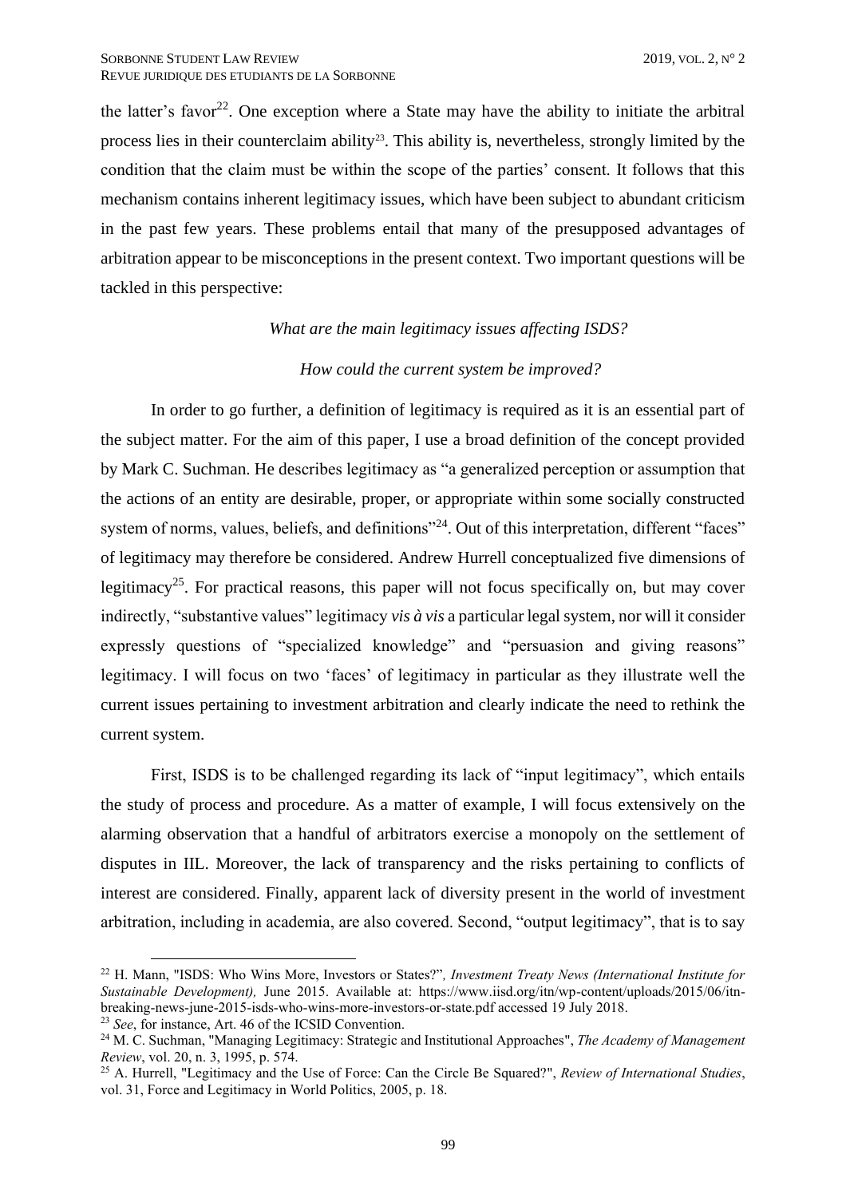the latter's favor[22]. One exception where a State may have the ability to initiate the arbitral process lies in their counterclaim ability[23]. This ability is, nevertheless, strongly limited by the condition that the claim must be within the scope of the parties' consent. It follows that this mechanism contains inherent legitimacy issues, which have been subject to abundant criticism in the past few years. These problems entail that many of the presupposed advantages of arbitration appear to be misconceptions in the present context. Two important questions will be tackled in this perspective:

*What are the main legitimacy issues affecting ISDS?*

*How could the current system be improved?*

In order to go further, a definition of legitimacy is required as it is an essential part of the subject matter. For the aim of this paper, I use a broad definition of the concept provided by Mark C. Suchman. He describes legitimacy as "a generalized perception or assumption that the actions of an entity are desirable, proper, or appropriate within some socially constructed system of norms, values, beliefs, and definitions"[24]. Out of this interpretation, different "faces" of legitimacy may therefore be considered. Andrew Hurrell conceptualized five dimensions of legitimacy[25]. For practical reasons, this paper will not focus specifically on, but may cover indirectly, "substantive values" legitimacy *vis à vis* a particular legal system, nor will it consider expressly questions of "specialized knowledge" and "persuasion and giving reasons" legitimacy. I will focus on two 'faces' of legitimacy in particular as they illustrate well the current issues pertaining to investment arbitration and clearly indicate the need to rethink the current system.

First, ISDS is to be challenged regarding its lack of "input legitimacy", which entails the study of process and procedure. As a matter of example, I will focus extensively on the alarming observation that a handful of arbitrators exercise a monopoly on the settlement of disputes in IIL. Moreover, the lack of transparency and the risks pertaining to conflicts of interest are considered. Finally, apparent lack of diversity present in the world of investment arbitration, including in academia, are also covered. Second, "output legitimacy", that is to say

---

[22] H. Mann, "ISDS: Who Wins More, Investors or States?", *Investment Treaty News (International Institute for Sustainable Development),* June 2015. Available at: https://www.iisd.org/itn/wp-content/uploads/2015/06/itn-breaking-news-june-2015-isds-who-wins-more-investors-or-state.pdf accessed 19 July 2018.

[23] *See*, for instance, Art. 46 of the ICSID Convention.

[24] M. C. Suchman, "Managing Legitimacy: Strategic and Institutional Approaches", *The Academy of Management Review*, vol. 20, n. 3, 1995, p. 574.

[25] A. Hurrell, "Legitimacy and the Use of Force: Can the Circle Be Squared?", *Review of International Studies*, vol. 31, Force and Legitimacy in World Politics, 2005, p. 18.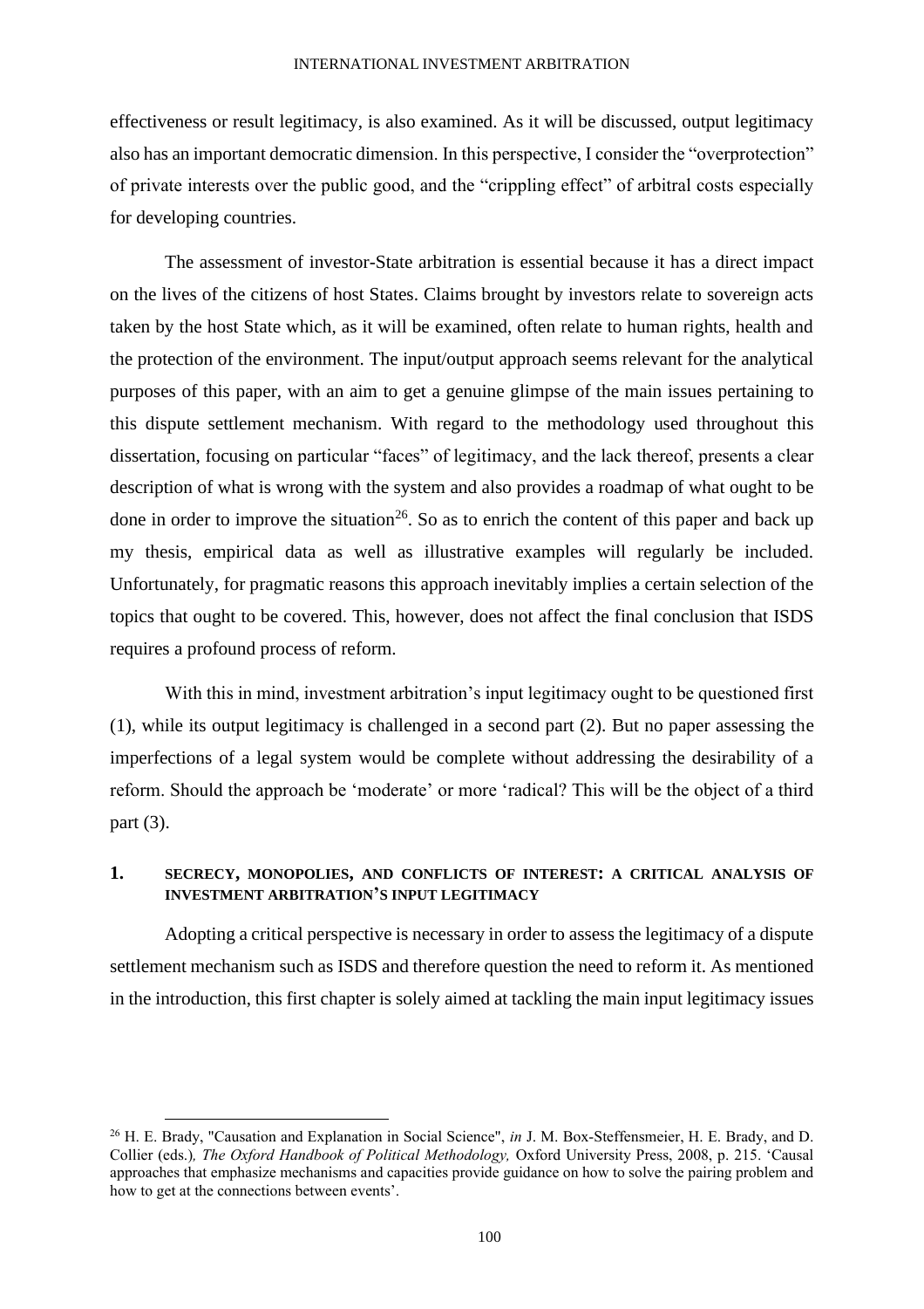effectiveness or result legitimacy, is also examined. As it will be discussed, output legitimacy also has an important democratic dimension. In this perspective, I consider the "overprotection" of private interests over the public good, and the "crippling effect" of arbitral costs especially for developing countries.

The assessment of investor-State arbitration is essential because it has a direct impact on the lives of the citizens of host States. Claims brought by investors relate to sovereign acts taken by the host State which, as it will be examined, often relate to human rights, health and the protection of the environment. The input/output approach seems relevant for the analytical purposes of this paper, with an aim to get a genuine glimpse of the main issues pertaining to this dispute settlement mechanism. With regard to the methodology used throughout this dissertation, focusing on particular "faces" of legitimacy, and the lack thereof, presents a clear description of what is wrong with the system and also provides a roadmap of what ought to be done in order to improve the situation[26]. So as to enrich the content of this paper and back up my thesis, empirical data as well as illustrative examples will regularly be included. Unfortunately, for pragmatic reasons this approach inevitably implies a certain selection of the topics that ought to be covered. This, however, does not affect the final conclusion that ISDS requires a profound process of reform.

With this in mind, investment arbitration's input legitimacy ought to be questioned first (1), while its output legitimacy is challenged in a second part (2). But no paper assessing the imperfections of a legal system would be complete without addressing the desirability of a reform. Should the approach be 'moderate' or more 'radical? This will be the object of a third part (3).

## 1. SECRECY, MONOPOLIES, AND CONFLICTS OF INTEREST: A CRITICAL ANALYSIS OF INVESTMENT ARBITRATION'S INPUT LEGITIMACY

Adopting a critical perspective is necessary in order to assess the legitimacy of a dispute settlement mechanism such as ISDS and therefore question the need to reform it. As mentioned in the introduction, this first chapter is solely aimed at tackling the main input legitimacy issues

---

[26] H. E. Brady, "Causation and Explanation in Social Science", *in* J. M. Box-Steffensmeier, H. E. Brady, and D. Collier (eds.), *The Oxford Handbook of Political Methodology,* Oxford University Press, 2008, p. 215. 'Causal approaches that emphasize mechanisms and capacities provide guidance on how to solve the pairing problem and how to get at the connections between events'.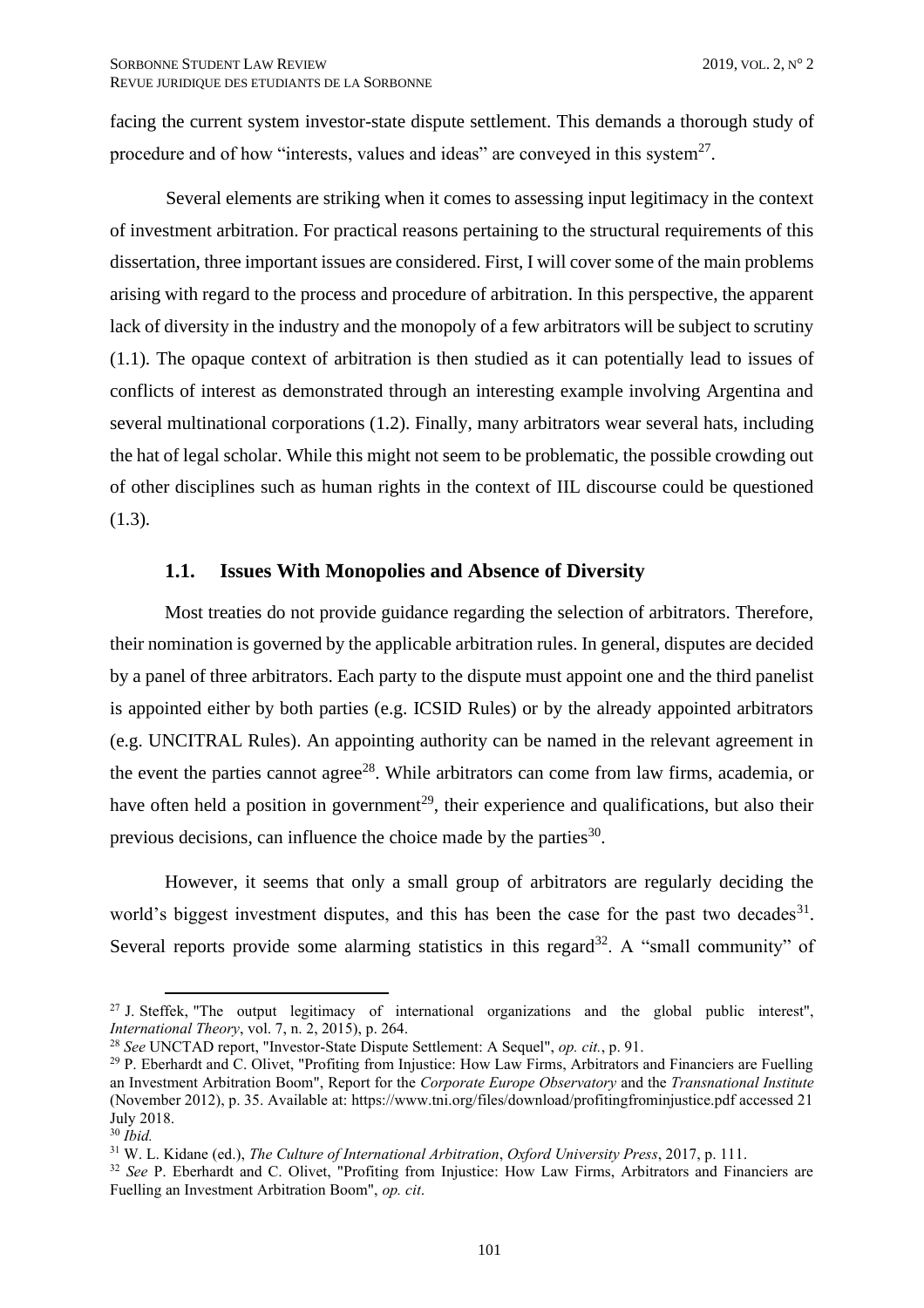facing the current system investor-state dispute settlement. This demands a thorough study of procedure and of how "interests, values and ideas" are conveyed in this system[27].

Several elements are striking when it comes to assessing input legitimacy in the context of investment arbitration. For practical reasons pertaining to the structural requirements of this dissertation, three important issues are considered. First, I will cover some of the main problems arising with regard to the process and procedure of arbitration. In this perspective, the apparent lack of diversity in the industry and the monopoly of a few arbitrators will be subject to scrutiny (1.1). The opaque context of arbitration is then studied as it can potentially lead to issues of conflicts of interest as demonstrated through an interesting example involving Argentina and several multinational corporations (1.2). Finally, many arbitrators wear several hats, including the hat of legal scholar. While this might not seem to be problematic, the possible crowding out of other disciplines such as human rights in the context of IIL discourse could be questioned (1.3).

### 1.1. Issues With Monopolies and Absence of Diversity

Most treaties do not provide guidance regarding the selection of arbitrators. Therefore, their nomination is governed by the applicable arbitration rules. In general, disputes are decided by a panel of three arbitrators. Each party to the dispute must appoint one and the third panelist is appointed either by both parties (e.g. ICSID Rules) or by the already appointed arbitrators (e.g. UNCITRAL Rules). An appointing authority can be named in the relevant agreement in the event the parties cannot agree[28]. While arbitrators can come from law firms, academia, or have often held a position in government[29], their experience and qualifications, but also their previous decisions, can influence the choice made by the parties[30].

However, it seems that only a small group of arbitrators are regularly deciding the world's biggest investment disputes, and this has been the case for the past two decades[31]. Several reports provide some alarming statistics in this regard[32]. A "small community" of

---

[27] J. Steffek, "The output legitimacy of international organizations and the global public interest", *International Theory*, vol. 7, n. 2, 2015), p. 264.

[28] *See* UNCTAD report, "Investor-State Dispute Settlement: A Sequel", *op. cit.*, p. 91.

[29] P. Eberhardt and C. Olivet, "Profiting from Injustice: How Law Firms, Arbitrators and Financiers are Fuelling an Investment Arbitration Boom", Report for the *Corporate Europe Observatory* and the *Transnational Institute* (November 2012), p. 35. Available at: https://www.tni.org/files/download/profitingfrominjustice.pdf accessed 21 July 2018.

[30] *Ibid.*

[31] W. L. Kidane (ed.), *The Culture of International Arbitration*, *Oxford University Press*, 2017, p. 111.

[32] *See* P. Eberhardt and C. Olivet, "Profiting from Injustice: How Law Firms, Arbitrators and Financiers are Fuelling an Investment Arbitration Boom", *op. cit*.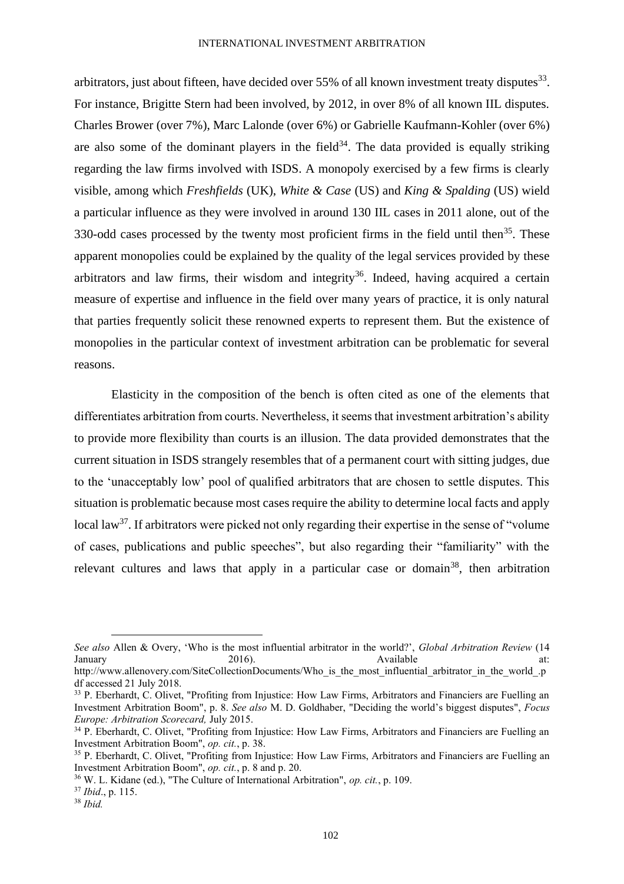arbitrators, just about fifteen, have decided over 55% of all known investment treaty disputes[33]. For instance, Brigitte Stern had been involved, by 2012, in over 8% of all known IIL disputes. Charles Brower (over 7%), Marc Lalonde (over 6%) or Gabrielle Kaufmann-Kohler (over 6%) are also some of the dominant players in the field[34]. The data provided is equally striking regarding the law firms involved with ISDS. A monopoly exercised by a few firms is clearly visible, among which *Freshfields* (UK), *White & Case* (US) and *King & Spalding* (US) wield a particular influence as they were involved in around 130 IIL cases in 2011 alone, out of the 330-odd cases processed by the twenty most proficient firms in the field until then[35]. These apparent monopolies could be explained by the quality of the legal services provided by these arbitrators and law firms, their wisdom and integrity[36]. Indeed, having acquired a certain measure of expertise and influence in the field over many years of practice, it is only natural that parties frequently solicit these renowned experts to represent them. But the existence of monopolies in the particular context of investment arbitration can be problematic for several reasons.

Elasticity in the composition of the bench is often cited as one of the elements that differentiates arbitration from courts. Nevertheless, it seems that investment arbitration's ability to provide more flexibility than courts is an illusion. The data provided demonstrates that the current situation in ISDS strangely resembles that of a permanent court with sitting judges, due to the 'unacceptably low' pool of qualified arbitrators that are chosen to settle disputes. This situation is problematic because most cases require the ability to determine local facts and apply local law[37]. If arbitrators were picked not only regarding their expertise in the sense of "volume of cases, publications and public speeches", but also regarding their "familiarity" with the relevant cultures and laws that apply in a particular case or domain[38], then arbitration

---

*See also* Allen & Overy, 'Who is the most influential arbitrator in the world?', *Global Arbitration Review* (14 January 2016). Available at: http://www.allenovery.com/SiteCollectionDocuments/Who_is_the_most_influential_arbitrator_in_the_world_.pdf accessed 21 July 2018.

[33] P. Eberhardt, C. Olivet, "Profiting from Injustice: How Law Firms, Arbitrators and Financiers are Fuelling an Investment Arbitration Boom", p. 8. *See also* M. D. Goldhaber, "Deciding the world's biggest disputes", *Focus Europe: Arbitration Scorecard,* July 2015.

[34] P. Eberhardt, C. Olivet, "Profiting from Injustice: How Law Firms, Arbitrators and Financiers are Fuelling an Investment Arbitration Boom", *op. cit.*, p. 38.

[35] P. Eberhardt, C. Olivet, "Profiting from Injustice: How Law Firms, Arbitrators and Financiers are Fuelling an Investment Arbitration Boom", *op. cit.*, p. 8 and p. 20.

[36] W. L. Kidane (ed.), "The Culture of International Arbitration", *op. cit.*, p. 109.

[37] *Ibid*., p. 115.

[38] *Ibid.*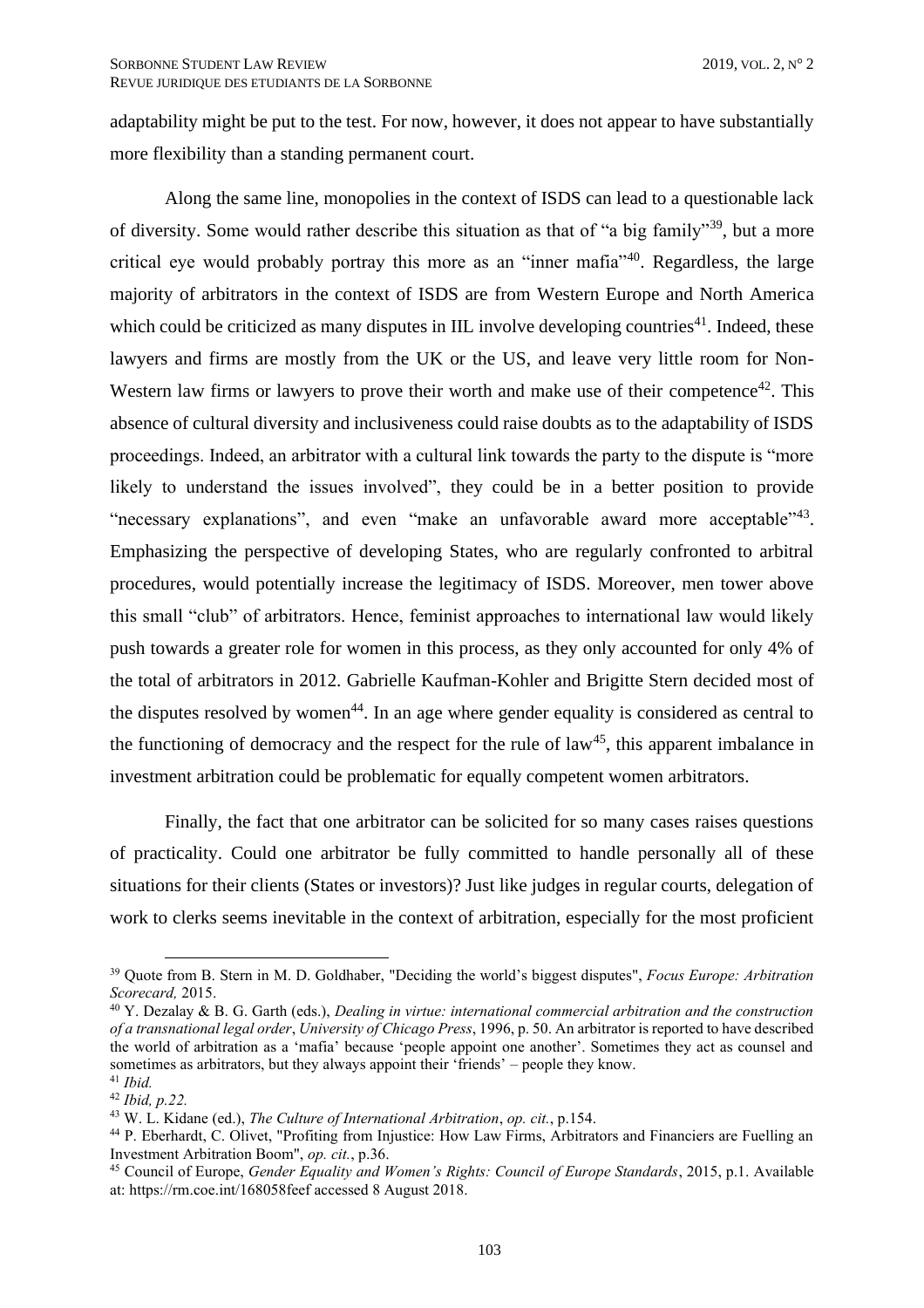adaptability might be put to the test. For now, however, it does not appear to have substantially more flexibility than a standing permanent court.

Along the same line, monopolies in the context of ISDS can lead to a questionable lack of diversity. Some would rather describe this situation as that of "a big family"[39], but a more critical eye would probably portray this more as an "inner mafia"[40]. Regardless, the large majority of arbitrators in the context of ISDS are from Western Europe and North America which could be criticized as many disputes in IIL involve developing countries[41]. Indeed, these lawyers and firms are mostly from the UK or the US, and leave very little room for Non-Western law firms or lawyers to prove their worth and make use of their competence[42]. This absence of cultural diversity and inclusiveness could raise doubts as to the adaptability of ISDS proceedings. Indeed, an arbitrator with a cultural link towards the party to the dispute is "more likely to understand the issues involved", they could be in a better position to provide "necessary explanations", and even "make an unfavorable award more acceptable"[43]. Emphasizing the perspective of developing States, who are regularly confronted to arbitral procedures, would potentially increase the legitimacy of ISDS. Moreover, men tower above this small "club" of arbitrators. Hence, feminist approaches to international law would likely push towards a greater role for women in this process, as they only accounted for only 4% of the total of arbitrators in 2012. Gabrielle Kaufman-Kohler and Brigitte Stern decided most of the disputes resolved by women[44]. In an age where gender equality is considered as central to the functioning of democracy and the respect for the rule of law[45], this apparent imbalance in investment arbitration could be problematic for equally competent women arbitrators.

Finally, the fact that one arbitrator can be solicited for so many cases raises questions of practicality. Could one arbitrator be fully committed to handle personally all of these situations for their clients (States or investors)? Just like judges in regular courts, delegation of work to clerks seems inevitable in the context of arbitration, especially for the most proficient

---

[39] Quote from B. Stern in M. D. Goldhaber, "Deciding the world's biggest disputes", *Focus Europe: Arbitration Scorecard,* 2015.

[40] Y. Dezalay & B. G. Garth (eds.), *Dealing in virtue: international commercial arbitration and the construction of a transnational legal order*, *University of Chicago Press*, 1996, p. 50. An arbitrator is reported to have described the world of arbitration as a 'mafia' because 'people appoint one another'. Sometimes they act as counsel and sometimes as arbitrators, but they always appoint their 'friends' – people they know.

[41] *Ibid.*

[42] *Ibid, p.22.*

[43] W. L. Kidane (ed.), *The Culture of International Arbitration*, *op. cit.*, p.154.

[44] P. Eberhardt, C. Olivet, "Profiting from Injustice: How Law Firms, Arbitrators and Financiers are Fuelling an Investment Arbitration Boom", *op. cit.*, p.36.

[45] Council of Europe, *Gender Equality and Women's Rights: Council of Europe Standards*, 2015, p.1. Available at: https://rm.coe.int/168058feef accessed 8 August 2018.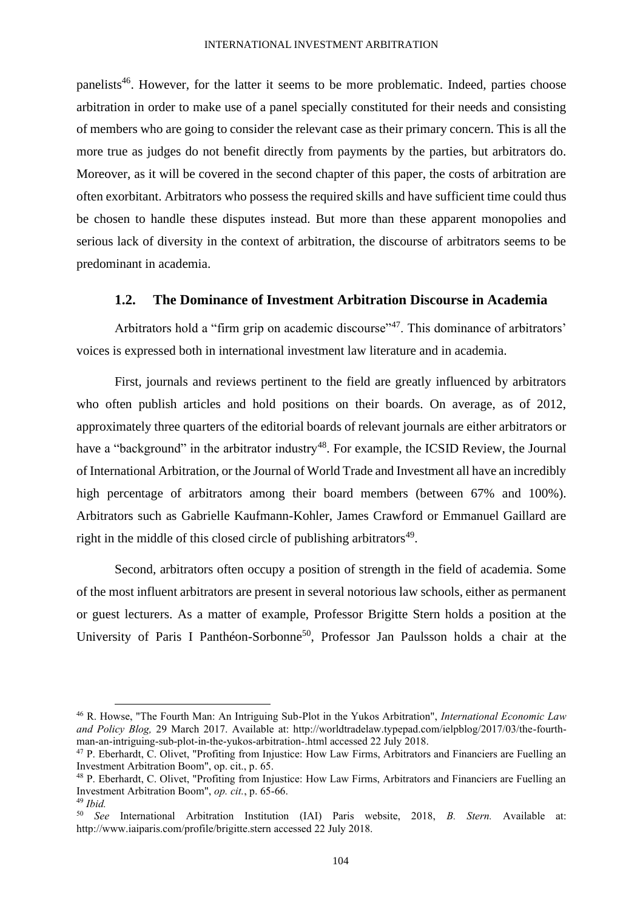panelists[46]. However, for the latter it seems to be more problematic. Indeed, parties choose arbitration in order to make use of a panel specially constituted for their needs and consisting of members who are going to consider the relevant case as their primary concern. This is all the more true as judges do not benefit directly from payments by the parties, but arbitrators do. Moreover, as it will be covered in the second chapter of this paper, the costs of arbitration are often exorbitant. Arbitrators who possess the required skills and have sufficient time could thus be chosen to handle these disputes instead. But more than these apparent monopolies and serious lack of diversity in the context of arbitration, the discourse of arbitrators seems to be predominant in academia.

### 1.2. The Dominance of Investment Arbitration Discourse in Academia

Arbitrators hold a "firm grip on academic discourse"[47]. This dominance of arbitrators' voices is expressed both in international investment law literature and in academia.

First, journals and reviews pertinent to the field are greatly influenced by arbitrators who often publish articles and hold positions on their boards. On average, as of 2012, approximately three quarters of the editorial boards of relevant journals are either arbitrators or have a "background" in the arbitrator industry[48]. For example, the ICSID Review, the Journal of International Arbitration, or the Journal of World Trade and Investment all have an incredibly high percentage of arbitrators among their board members (between 67% and 100%). Arbitrators such as Gabrielle Kaufmann-Kohler, James Crawford or Emmanuel Gaillard are right in the middle of this closed circle of publishing arbitrators[49].

Second, arbitrators often occupy a position of strength in the field of academia. Some of the most influent arbitrators are present in several notorious law schools, either as permanent or guest lecturers. As a matter of example, Professor Brigitte Stern holds a position at the University of Paris I Panthéon-Sorbonne[50], Professor Jan Paulsson holds a chair at the

---

[46] R. Howse, "The Fourth Man: An Intriguing Sub-Plot in the Yukos Arbitration", *International Economic Law and Policy Blog,* 29 March 2017. Available at: http://worldtradelaw.typepad.com/ielpblog/2017/03/the-fourth-man-an-intriguing-sub-plot-in-the-yukos-arbitration-.html accessed 22 July 2018.

[47] P. Eberhardt, C. Olivet, "Profiting from Injustice: How Law Firms, Arbitrators and Financiers are Fuelling an Investment Arbitration Boom", op. cit., p. 65.

[48] P. Eberhardt, C. Olivet, "Profiting from Injustice: How Law Firms, Arbitrators and Financiers are Fuelling an Investment Arbitration Boom", *op. cit.*, p. 65-66.

[49] *Ibid.*

[50] *See* International Arbitration Institution (IAI) Paris website, 2018, *B. Stern.* Available at: http://www.iaiparis.com/profile/brigitte.stern accessed 22 July 2018.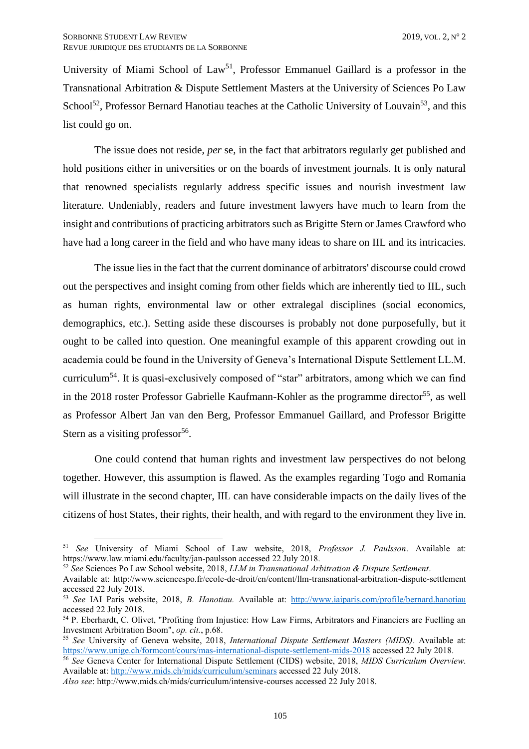University of Miami School of Law[51], Professor Emmanuel Gaillard is a professor in the Transnational Arbitration & Dispute Settlement Masters at the University of Sciences Po Law School[52], Professor Bernard Hanotiau teaches at the Catholic University of Louvain[53], and this list could go on.

The issue does not reside, *per* se, in the fact that arbitrators regularly get published and hold positions either in universities or on the boards of investment journals. It is only natural that renowned specialists regularly address specific issues and nourish investment law literature. Undeniably, readers and future investment lawyers have much to learn from the insight and contributions of practicing arbitrators such as Brigitte Stern or James Crawford who have had a long career in the field and who have many ideas to share on IIL and its intricacies.

The issue lies in the fact that the current dominance of arbitrators' discourse could crowd out the perspectives and insight coming from other fields which are inherently tied to IIL, such as human rights, environmental law or other extralegal disciplines (social economics, demographics, etc.). Setting aside these discourses is probably not done purposefully, but it ought to be called into question. One meaningful example of this apparent crowding out in academia could be found in the University of Geneva's International Dispute Settlement LL.M. curriculum[54]. It is quasi-exclusively composed of "star" arbitrators, among which we can find in the 2018 roster Professor Gabrielle Kaufmann-Kohler as the programme director[55], as well as Professor Albert Jan van den Berg, Professor Emmanuel Gaillard, and Professor Brigitte Stern as a visiting professor[56].

One could contend that human rights and investment law perspectives do not belong together. However, this assumption is flawed. As the examples regarding Togo and Romania will illustrate in the second chapter, IIL can have considerable impacts on the daily lives of the citizens of host States, their rights, their health, and with regard to the environment they live in.

---

[51] *See* University of Miami School of Law website, 2018, *Professor J. Paulsson*. Available at: https://www.law.miami.edu/faculty/jan-paulsson accessed 22 July 2018.

[52] *See* Sciences Po Law School website, 2018, *LLM in Transnational Arbitration & Dispute Settlement*. Available at: http://www.sciencespo.fr/ecole-de-droit/en/content/llm-transnational-arbitration-dispute-settlement accessed 22 July 2018.

[53] *See* IAI Paris website, 2018, *B. Hanotiau.* Available at: http://www.iaiparis.com/profile/bernard.hanotiau accessed 22 July 2018.

[54] P. Eberhardt, C. Olivet, "Profiting from Injustice: How Law Firms, Arbitrators and Financiers are Fuelling an Investment Arbitration Boom", *op. cit.*, p.68.

[55] *See* University of Geneva website, 2018, *International Dispute Settlement Masters (MIDS)*. Available at: https://www.unige.ch/formcont/cours/mas-international-dispute-settlement-mids-2018 accessed 22 July 2018.

[56] *See* Geneva Center for International Dispute Settlement (CIDS) website, 2018, *MIDS Curriculum Overview*. Available at: http://www.mids.ch/mids/curriculum/seminars accessed 22 July 2018.
*Also see*: http://www.mids.ch/mids/curriculum/intensive-courses accessed 22 July 2018.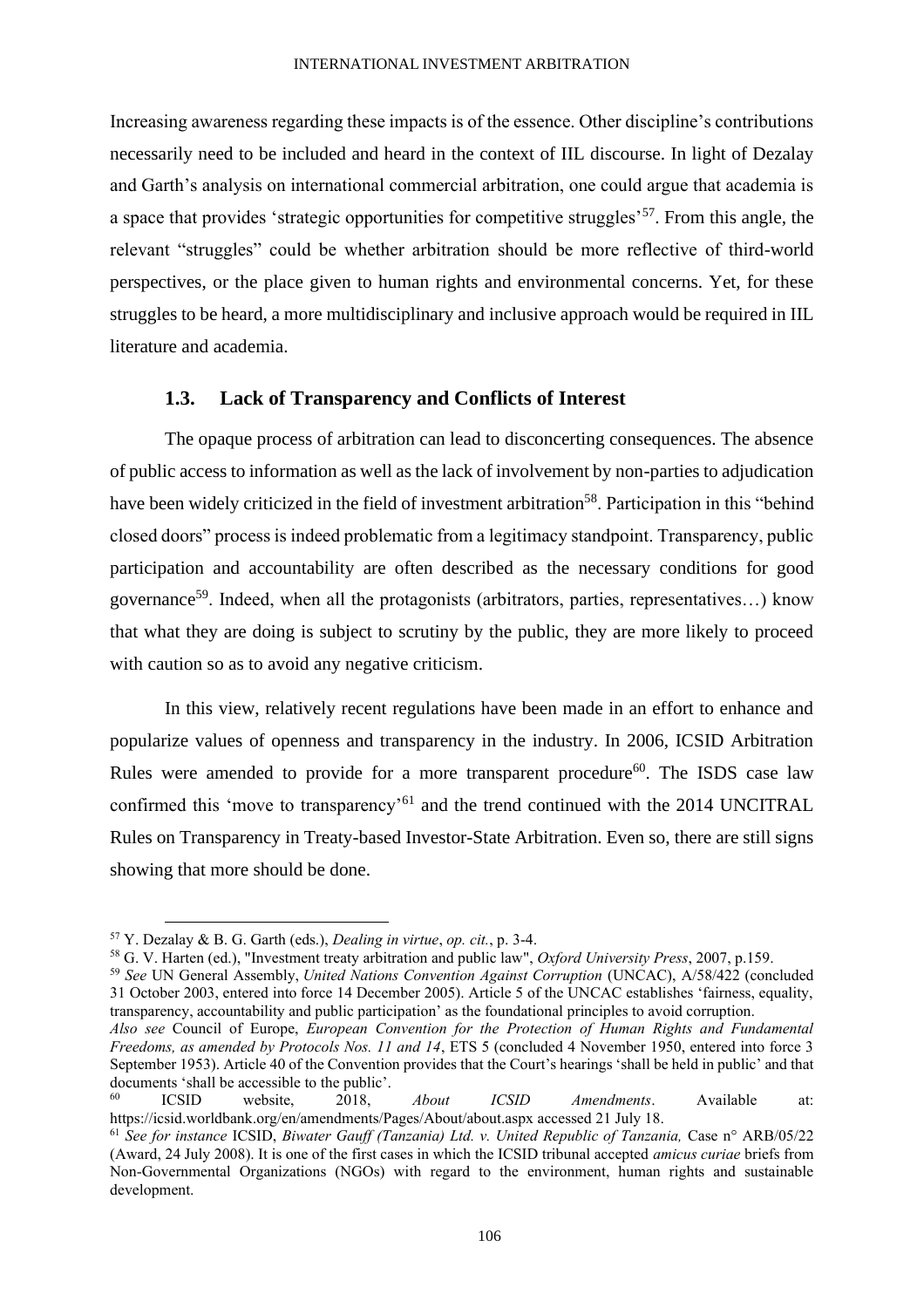Increasing awareness regarding these impacts is of the essence. Other discipline's contributions necessarily need to be included and heard in the context of IIL discourse. In light of Dezalay and Garth's analysis on international commercial arbitration, one could argue that academia is a space that provides 'strategic opportunities for competitive struggles'[57]. From this angle, the relevant "struggles" could be whether arbitration should be more reflective of third-world perspectives, or the place given to human rights and environmental concerns. Yet, for these struggles to be heard, a more multidisciplinary and inclusive approach would be required in IIL literature and academia.

### 1.3. Lack of Transparency and Conflicts of Interest

The opaque process of arbitration can lead to disconcerting consequences. The absence of public access to information as well as the lack of involvement by non-parties to adjudication have been widely criticized in the field of investment arbitration[58]. Participation in this "behind closed doors" process is indeed problematic from a legitimacy standpoint. Transparency, public participation and accountability are often described as the necessary conditions for good governance[59]. Indeed, when all the protagonists (arbitrators, parties, representatives…) know that what they are doing is subject to scrutiny by the public, they are more likely to proceed with caution so as to avoid any negative criticism.

In this view, relatively recent regulations have been made in an effort to enhance and popularize values of openness and transparency in the industry. In 2006, ICSID Arbitration Rules were amended to provide for a more transparent procedure[60]. The ISDS case law confirmed this 'move to transparency'[61] and the trend continued with the 2014 UNCITRAL Rules on Transparency in Treaty-based Investor-State Arbitration. Even so, there are still signs showing that more should be done.

---

[57] Y. Dezalay & B. G. Garth (eds.), *Dealing in virtue*, *op. cit.*, p. 3-4.

[58] G. V. Harten (ed.), "Investment treaty arbitration and public law", *Oxford University Press*, 2007, p.159.

[59] *See* UN General Assembly, *United Nations Convention Against Corruption* (UNCAC), A/58/422 (concluded 31 October 2003, entered into force 14 December 2005). Article 5 of the UNCAC establishes 'fairness, equality, transparency, accountability and public participation' as the foundational principles to avoid corruption.
*Also see* Council of Europe, *European Convention for the Protection of Human Rights and Fundamental Freedoms, as amended by Protocols Nos. 11 and 14*, ETS 5 (concluded 4 November 1950, entered into force 3 September 1953). Article 40 of the Convention provides that the Court's hearings 'shall be held in public' and that documents 'shall be accessible to the public'.

[60] ICSID website, 2018, *About ICSID Amendments*. Available at: https://icsid.worldbank.org/en/amendments/Pages/About/about.aspx accessed 21 July 18.

[61] *See for instance* ICSID, *Biwater Gauff (Tanzania) Ltd. v. United Republic of Tanzania,* Case n° ARB/05/22 (Award, 24 July 2008). It is one of the first cases in which the ICSID tribunal accepted *amicus curiae* briefs from Non-Governmental Organizations (NGOs) with regard to the environment, human rights and sustainable development.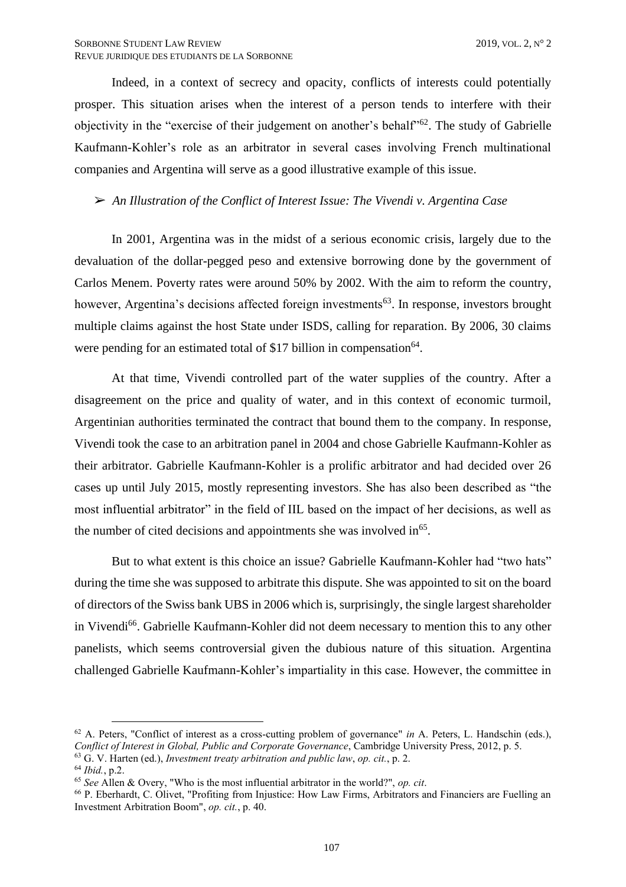Indeed, in a context of secrecy and opacity, conflicts of interests could potentially prosper. This situation arises when the interest of a person tends to interfere with their objectivity in the "exercise of their judgement on another's behalf"[62]. The study of Gabrielle Kaufmann-Kohler's role as an arbitrator in several cases involving French multinational companies and Argentina will serve as a good illustrative example of this issue.

➢ *An Illustration of the Conflict of Interest Issue: The Vivendi v. Argentina Case*

In 2001, Argentina was in the midst of a serious economic crisis, largely due to the devaluation of the dollar-pegged peso and extensive borrowing done by the government of Carlos Menem. Poverty rates were around 50% by 2002. With the aim to reform the country, however, Argentina's decisions affected foreign investments[63]. In response, investors brought multiple claims against the host State under ISDS, calling for reparation. By 2006, 30 claims were pending for an estimated total of $17 billion in compensation[64].

At that time, Vivendi controlled part of the water supplies of the country. After a disagreement on the price and quality of water, and in this context of economic turmoil, Argentinian authorities terminated the contract that bound them to the company. In response, Vivendi took the case to an arbitration panel in 2004 and chose Gabrielle Kaufmann-Kohler as their arbitrator. Gabrielle Kaufmann-Kohler is a prolific arbitrator and had decided over 26 cases up until July 2015, mostly representing investors. She has also been described as "the most influential arbitrator" in the field of IIL based on the impact of her decisions, as well as the number of cited decisions and appointments she was involved in[65].

But to what extent is this choice an issue? Gabrielle Kaufmann-Kohler had "two hats" during the time she was supposed to arbitrate this dispute. She was appointed to sit on the board of directors of the Swiss bank UBS in 2006 which is, surprisingly, the single largest shareholder in Vivendi[66]. Gabrielle Kaufmann-Kohler did not deem necessary to mention this to any other panelists, which seems controversial given the dubious nature of this situation. Argentina challenged Gabrielle Kaufmann-Kohler's impartiality in this case. However, the committee in

---

[62] A. Peters, "Conflict of interest as a cross-cutting problem of governance" *in* A. Peters, L. Handschin (eds.), *Conflict of Interest in Global, Public and Corporate Governance*, Cambridge University Press, 2012, p. 5.

[63] G. V. Harten (ed.), *Investment treaty arbitration and public law*, *op. cit.*, p. 2.

[64] *Ibid.*, p.2.

[65] *See* Allen & Overy, "Who is the most influential arbitrator in the world?", *op. cit*.

[66] P. Eberhardt, C. Olivet, "Profiting from Injustice: How Law Firms, Arbitrators and Financiers are Fuelling an Investment Arbitration Boom", *op. cit.*, p. 40.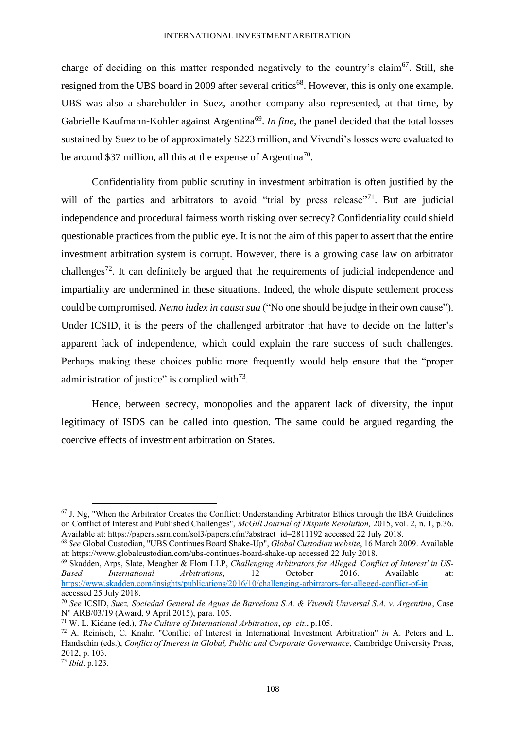charge of deciding on this matter responded negatively to the country's claim[67]. Still, she resigned from the UBS board in 2009 after several critics[68]. However, this is only one example. UBS was also a shareholder in Suez, another company also represented, at that time, by Gabrielle Kaufmann-Kohler against Argentina[69]. *In fine*, the panel decided that the total losses sustained by Suez to be of approximately $223 million, and Vivendi's losses were evaluated to be around $37 million, all this at the expense of Argentina[70].

Confidentiality from public scrutiny in investment arbitration is often justified by the will of the parties and arbitrators to avoid "trial by press release"[71]. But are judicial independence and procedural fairness worth risking over secrecy? Confidentiality could shield questionable practices from the public eye. It is not the aim of this paper to assert that the entire investment arbitration system is corrupt. However, there is a growing case law on arbitrator challenges[72]. It can definitely be argued that the requirements of judicial independence and impartiality are undermined in these situations. Indeed, the whole dispute settlement process could be compromised. *Nemo iudex in causa sua* ("No one should be judge in their own cause"). Under ICSID, it is the peers of the challenged arbitrator that have to decide on the latter's apparent lack of independence, which could explain the rare success of such challenges. Perhaps making these choices public more frequently would help ensure that the "proper administration of justice" is complied with[73].

Hence, between secrecy, monopolies and the apparent lack of diversity, the input legitimacy of ISDS can be called into question. The same could be argued regarding the coercive effects of investment arbitration on States.

---

[67] J. Ng, "When the Arbitrator Creates the Conflict: Understanding Arbitrator Ethics through the IBA Guidelines on Conflict of Interest and Published Challenges", *McGill Journal of Dispute Resolution,* 2015, vol. 2, n. 1, p.36. Available at: https://papers.ssrn.com/sol3/papers.cfm?abstract_id=2811192 accessed 22 July 2018.

[68] *See* Global Custodian, "UBS Continues Board Shake-Up", *Global Custodian website*, 16 March 2009. Available at: https://www.globalcustodian.com/ubs-continues-board-shake-up accessed 22 July 2018.

[69] Skadden, Arps, Slate, Meagher & Flom LLP, *Challenging Arbitrators for Alleged 'Conflict of Interest' in US-Based International Arbitrations*, 12 October 2016. Available at: https://www.skadden.com/insights/publications/2016/10/challenging-arbitrators-for-alleged-conflict-of-in accessed 25 July 2018.

[70] *See* ICSID, *Suez, Sociedad General de Aguas de Barcelona S.A. & Vivendi Universal S.A. v. Argentina*, Case N° ARB/03/19 (Award, 9 April 2015), para. 105.

[71] W. L. Kidane (ed.), *The Culture of International Arbitration*, *op. cit.*, p.105.

[72] A. Reinisch, C. Knahr, "Conflict of Interest in International Investment Arbitration" *in* A. Peters and L. Handschin (eds.), *Conflict of Interest in Global, Public and Corporate Governance*, Cambridge University Press, 2012, p. 103.

[73] *Ibid*. p.123.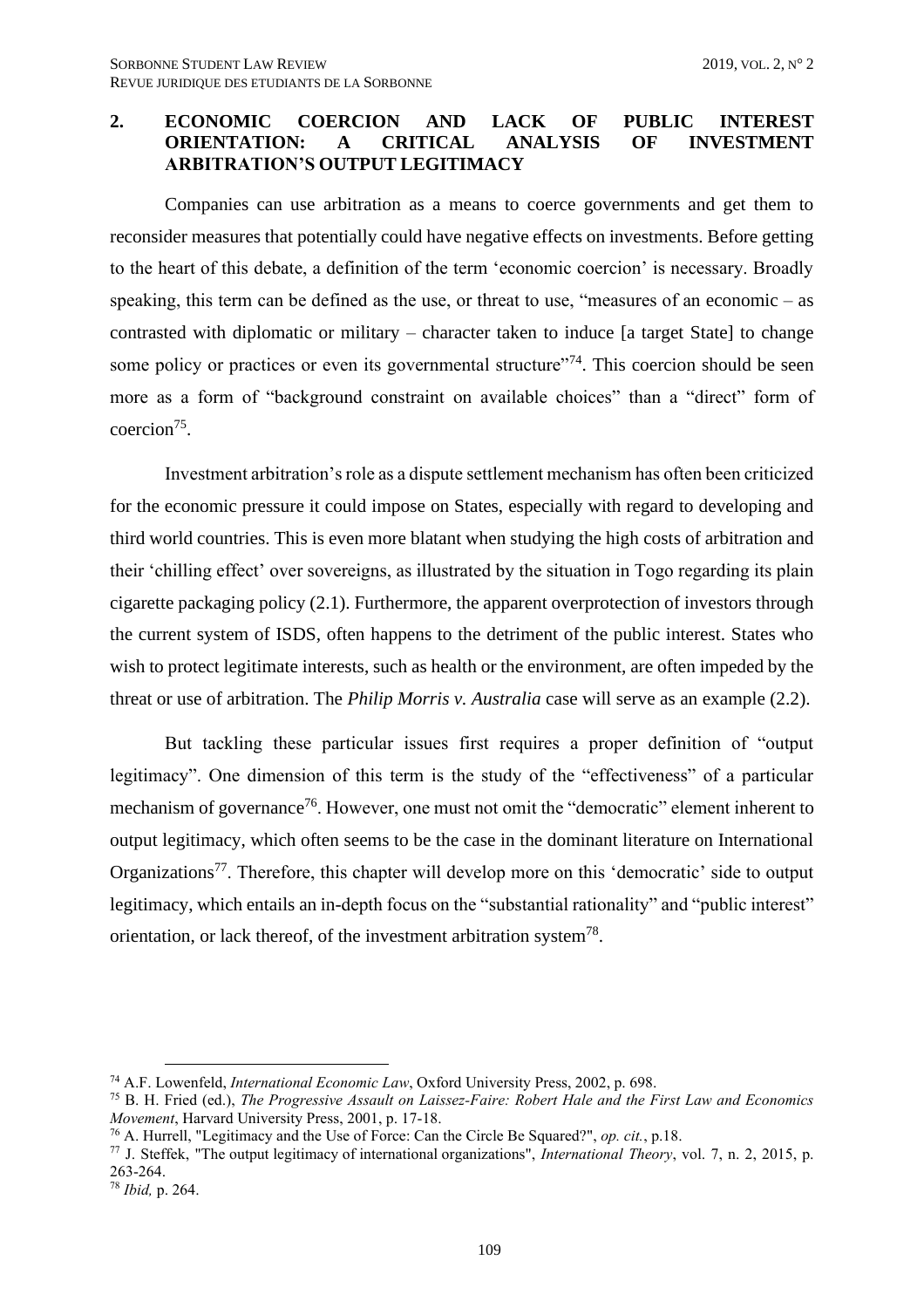## 2. ECONOMIC COERCION AND LACK OF PUBLIC INTEREST ORIENTATION: A CRITICAL ANALYSIS OF INVESTMENT ARBITRATION'S OUTPUT LEGITIMACY

Companies can use arbitration as a means to coerce governments and get them to reconsider measures that potentially could have negative effects on investments. Before getting to the heart of this debate, a definition of the term 'economic coercion' is necessary. Broadly speaking, this term can be defined as the use, or threat to use, "measures of an economic – as contrasted with diplomatic or military – character taken to induce [a target State] to change some policy or practices or even its governmental structure"[74]. This coercion should be seen more as a form of "background constraint on available choices" than a "direct" form of coercion[75].

Investment arbitration's role as a dispute settlement mechanism has often been criticized for the economic pressure it could impose on States, especially with regard to developing and third world countries. This is even more blatant when studying the high costs of arbitration and their 'chilling effect' over sovereigns, as illustrated by the situation in Togo regarding its plain cigarette packaging policy (2.1). Furthermore, the apparent overprotection of investors through the current system of ISDS, often happens to the detriment of the public interest. States who wish to protect legitimate interests, such as health or the environment, are often impeded by the threat or use of arbitration. The *Philip Morris v. Australia* case will serve as an example (2.2).

But tackling these particular issues first requires a proper definition of "output legitimacy". One dimension of this term is the study of the "effectiveness" of a particular mechanism of governance[76]. However, one must not omit the "democratic" element inherent to output legitimacy, which often seems to be the case in the dominant literature on International Organizations[77]. Therefore, this chapter will develop more on this 'democratic' side to output legitimacy, which entails an in-depth focus on the "substantial rationality" and "public interest" orientation, or lack thereof, of the investment arbitration system[78].

---

[74] A.F. Lowenfeld, *International Economic Law*, Oxford University Press, 2002, p. 698.

[75] B. H. Fried (ed.), *The Progressive Assault on Laissez-Faire: Robert Hale and the First Law and Economics Movement*, Harvard University Press, 2001, p. 17-18.

[76] A. Hurrell, "Legitimacy and the Use of Force: Can the Circle Be Squared?", *op. cit.*, p.18.

[77] J. Steffek, "The output legitimacy of international organizations", *International Theory*, vol. 7, n. 2, 2015, p. 263-264.

[78] *Ibid,* p. 264.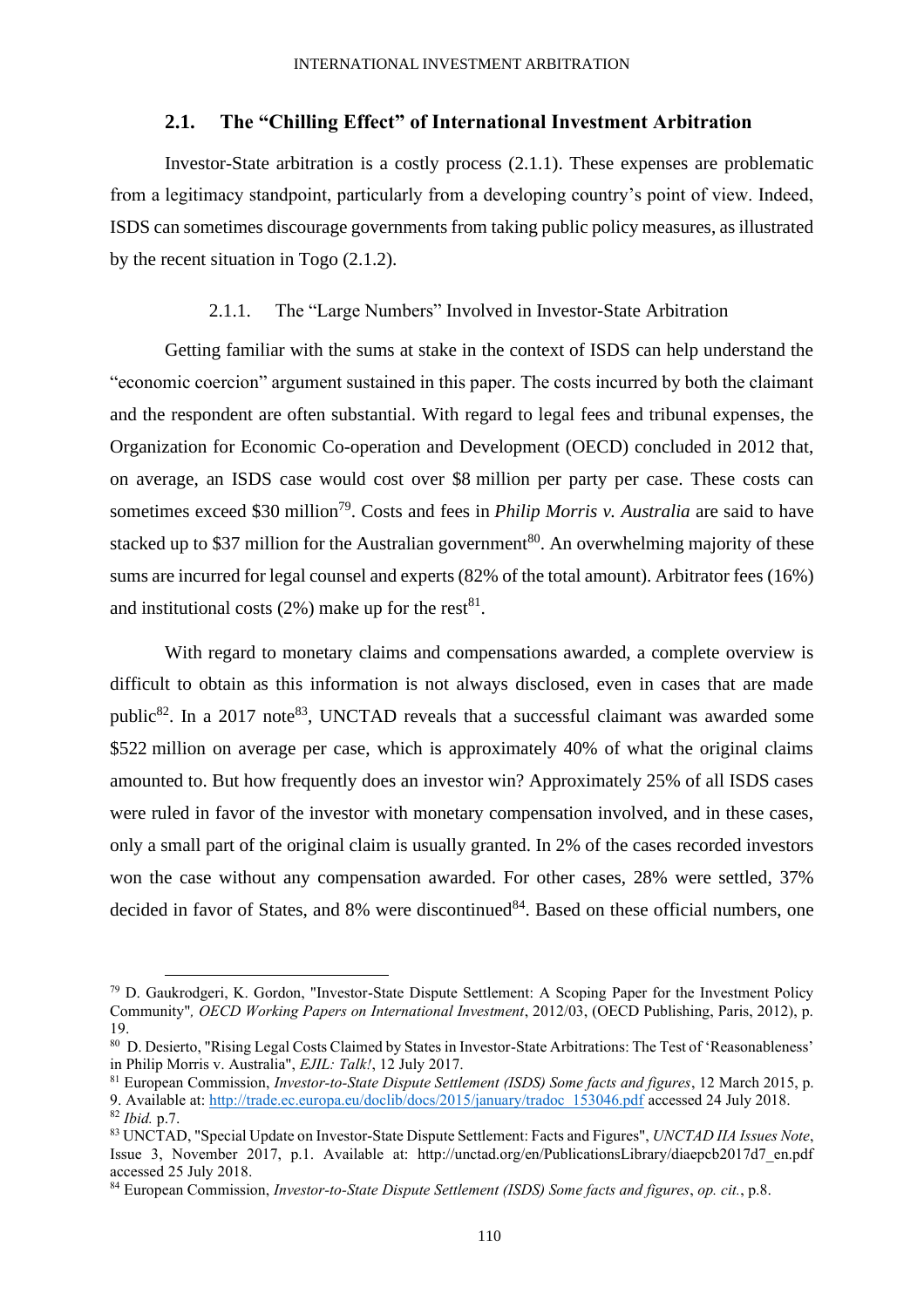## 2.1. The "Chilling Effect" of International Investment Arbitration

Investor-State arbitration is a costly process (2.1.1). These expenses are problematic from a legitimacy standpoint, particularly from a developing country's point of view. Indeed, ISDS can sometimes discourage governments from taking public policy measures, as illustrated by the recent situation in Togo (2.1.2).

### 2.1.1. The "Large Numbers" Involved in Investor-State Arbitration

Getting familiar with the sums at stake in the context of ISDS can help understand the "economic coercion" argument sustained in this paper. The costs incurred by both the claimant and the respondent are often substantial. With regard to legal fees and tribunal expenses, the Organization for Economic Co-operation and Development (OECD) concluded in 2012 that, on average, an ISDS case would cost over $8 million per party per case. These costs can sometimes exceed $30 million[79]. Costs and fees in *Philip Morris v. Australia* are said to have stacked up to $37 million for the Australian government[80]. An overwhelming majority of these sums are incurred for legal counsel and experts (82% of the total amount). Arbitrator fees (16%) and institutional costs (2%) make up for the rest[81].

With regard to monetary claims and compensations awarded, a complete overview is difficult to obtain as this information is not always disclosed, even in cases that are made public[82]. In a 2017 note[83], UNCTAD reveals that a successful claimant was awarded some $522 million on average per case, which is approximately 40% of what the original claims amounted to. But how frequently does an investor win? Approximately 25% of all ISDS cases were ruled in favor of the investor with monetary compensation involved, and in these cases, only a small part of the original claim is usually granted. In 2% of the cases recorded investors won the case without any compensation awarded. For other cases, 28% were settled, 37% decided in favor of States, and 8% were discontinued[84]. Based on these official numbers, one

---

[79] D. Gaukrodgeri, K. Gordon, "Investor-State Dispute Settlement: A Scoping Paper for the Investment Policy Community", *OECD Working Papers on International Investment*, 2012/03, (OECD Publishing, Paris, 2012), p. 19.

[80] D. Desierto, "Rising Legal Costs Claimed by States in Investor-State Arbitrations: The Test of 'Reasonableness' in Philip Morris v. Australia", *EJIL: Talk!*, 12 July 2017.

[81] European Commission, *Investor-to-State Dispute Settlement (ISDS) Some facts and figures*, 12 March 2015, p. 9. Available at: http://trade.ec.europa.eu/doclib/docs/2015/january/tradoc_153046.pdf accessed 24 July 2018.

[82] *Ibid.* p.7.

[83] UNCTAD, "Special Update on Investor-State Dispute Settlement: Facts and Figures", *UNCTAD IIA Issues Note*, Issue 3, November 2017, p.1. Available at: http://unctad.org/en/PublicationsLibrary/diaepcb2017d7_en.pdf accessed 25 July 2018.

[84] European Commission, *Investor-to-State Dispute Settlement (ISDS) Some facts and figures*, *op. cit.*, p.8.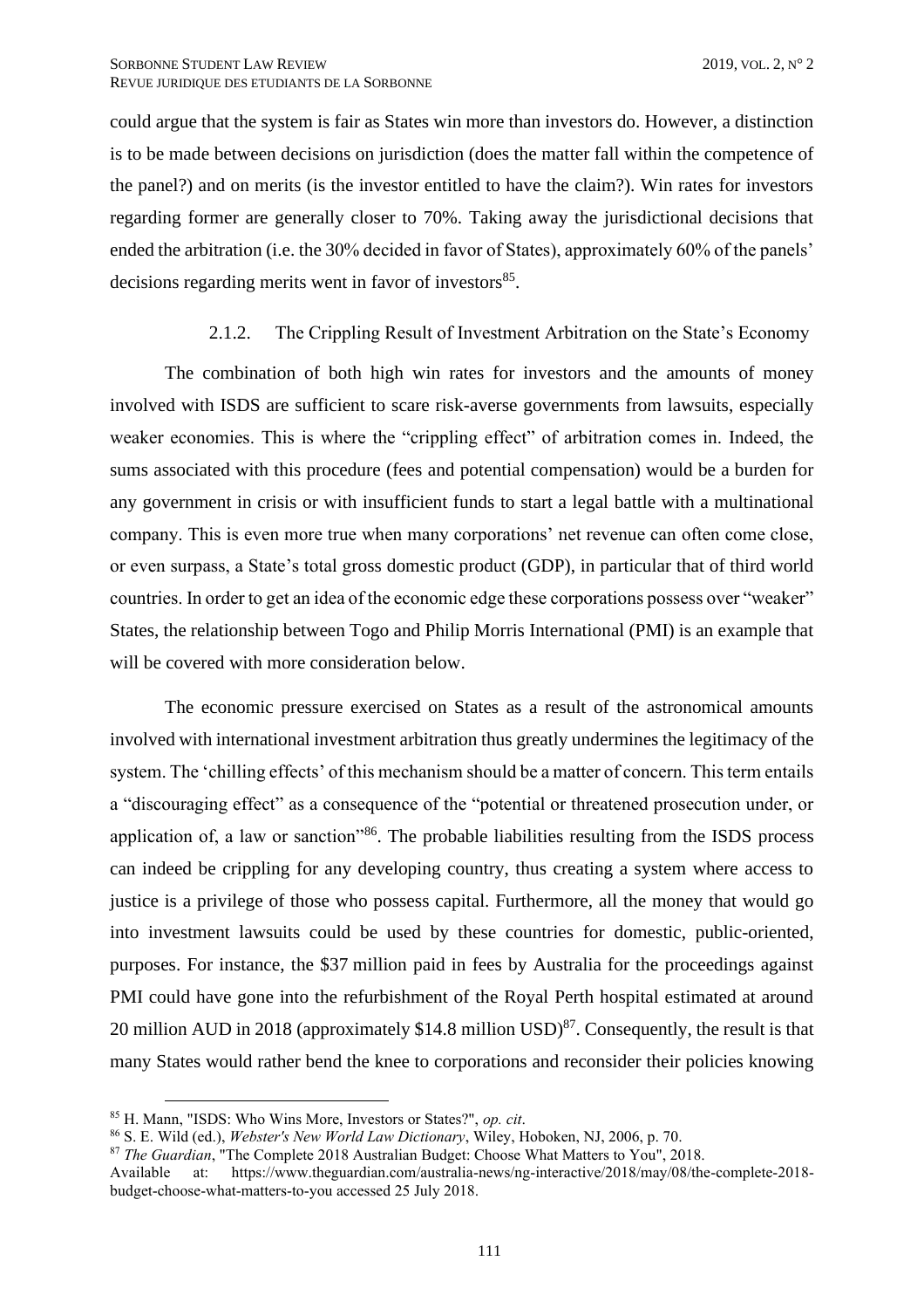could argue that the system is fair as States win more than investors do. However, a distinction is to be made between decisions on jurisdiction (does the matter fall within the competence of the panel?) and on merits (is the investor entitled to have the claim?). Win rates for investors regarding former are generally closer to 70%. Taking away the jurisdictional decisions that ended the arbitration (i.e. the 30% decided in favor of States), approximately 60% of the panels' decisions regarding merits went in favor of investors[85].

#### 2.1.2. The Crippling Result of Investment Arbitration on the State's Economy

The combination of both high win rates for investors and the amounts of money involved with ISDS are sufficient to scare risk-averse governments from lawsuits, especially weaker economies. This is where the "crippling effect" of arbitration comes in. Indeed, the sums associated with this procedure (fees and potential compensation) would be a burden for any government in crisis or with insufficient funds to start a legal battle with a multinational company. This is even more true when many corporations' net revenue can often come close, or even surpass, a State's total gross domestic product (GDP), in particular that of third world countries. In order to get an idea of the economic edge these corporations possess over "weaker" States, the relationship between Togo and Philip Morris International (PMI) is an example that will be covered with more consideration below.

The economic pressure exercised on States as a result of the astronomical amounts involved with international investment arbitration thus greatly undermines the legitimacy of the system. The 'chilling effects' of this mechanism should be a matter of concern. This term entails a "discouraging effect" as a consequence of the "potential or threatened prosecution under, or application of, a law or sanction"[86]. The probable liabilities resulting from the ISDS process can indeed be crippling for any developing country, thus creating a system where access to justice is a privilege of those who possess capital. Furthermore, all the money that would go into investment lawsuits could be used by these countries for domestic, public-oriented, purposes. For instance, the $37 million paid in fees by Australia for the proceedings against PMI could have gone into the refurbishment of the Royal Perth hospital estimated at around 20 million AUD in 2018 (approximately $14.8 million USD)[87]. Consequently, the result is that many States would rather bend the knee to corporations and reconsider their policies knowing

---

[85] H. Mann, "ISDS: Who Wins More, Investors or States?", *op. cit*.

[86] S. E. Wild (ed.), *Webster's New World Law Dictionary*, Wiley, Hoboken, NJ, 2006, p. 70.

[87] *The Guardian*, "The Complete 2018 Australian Budget: Choose What Matters to You", 2018. Available at: https://www.theguardian.com/australia-news/ng-interactive/2018/may/08/the-complete-2018-budget-choose-what-matters-to-you accessed 25 July 2018.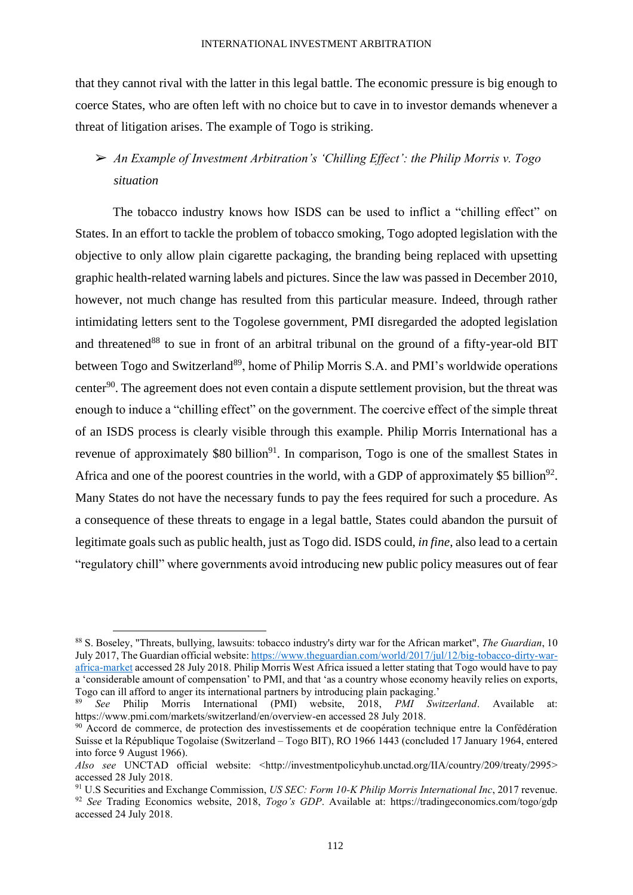that they cannot rival with the latter in this legal battle. The economic pressure is big enough to coerce States, who are often left with no choice but to cave in to investor demands whenever a threat of litigation arises. The example of Togo is striking.

➢ *An Example of Investment Arbitration's 'Chilling Effect': the Philip Morris v. Togo situation*

The tobacco industry knows how ISDS can be used to inflict a "chilling effect" on States. In an effort to tackle the problem of tobacco smoking, Togo adopted legislation with the objective to only allow plain cigarette packaging, the branding being replaced with upsetting graphic health-related warning labels and pictures. Since the law was passed in December 2010, however, not much change has resulted from this particular measure. Indeed, through rather intimidating letters sent to the Togolese government, PMI disregarded the adopted legislation and threatened[88] to sue in front of an arbitral tribunal on the ground of a fifty-year-old BIT between Togo and Switzerland[89], home of Philip Morris S.A. and PMI's worldwide operations center[90]. The agreement does not even contain a dispute settlement provision, but the threat was enough to induce a "chilling effect" on the government. The coercive effect of the simple threat of an ISDS process is clearly visible through this example. Philip Morris International has a revenue of approximately \$80 billion[91]. In comparison, Togo is one of the smallest States in Africa and one of the poorest countries in the world, with a GDP of approximately \$5 billion[92]. Many States do not have the necessary funds to pay the fees required for such a procedure. As a consequence of these threats to engage in a legal battle, States could abandon the pursuit of legitimate goals such as public health, just as Togo did. ISDS could, *in fine*, also lead to a certain "regulatory chill" where governments avoid introducing new public policy measures out of fear

---

[88] S. Boseley, "Threats, bullying, lawsuits: tobacco industry's dirty war for the African market", *The Guardian*, 10 July 2017, The Guardian official website: https://www.theguardian.com/world/2017/jul/12/big-tobacco-dirty-war-africa-market accessed 28 July 2018. Philip Morris West Africa issued a letter stating that Togo would have to pay a 'considerable amount of compensation' to PMI, and that 'as a country whose economy heavily relies on exports, Togo can ill afford to anger its international partners by introducing plain packaging.'

[89] *See* Philip Morris International (PMI) website, 2018, *PMI Switzerland*. Available at: https://www.pmi.com/markets/switzerland/en/overview-en accessed 28 July 2018.

[90] Accord de commerce, de protection des investissements et de coopération technique entre la Confédération Suisse et la République Togolaise (Switzerland – Togo BIT), RO 1966 1443 (concluded 17 January 1964, entered into force 9 August 1966).
*Also see* UNCTAD official website: <http://investmentpolicyhub.unctad.org/IIA/country/209/treaty/2995> accessed 28 July 2018.

[91] U.S Securities and Exchange Commission, *US SEC: Form 10-K Philip Morris International Inc*, 2017 revenue.

[92] *See* Trading Economics website, 2018, *Togo's GDP*. Available at: https://tradingeconomics.com/togo/gdp accessed 24 July 2018.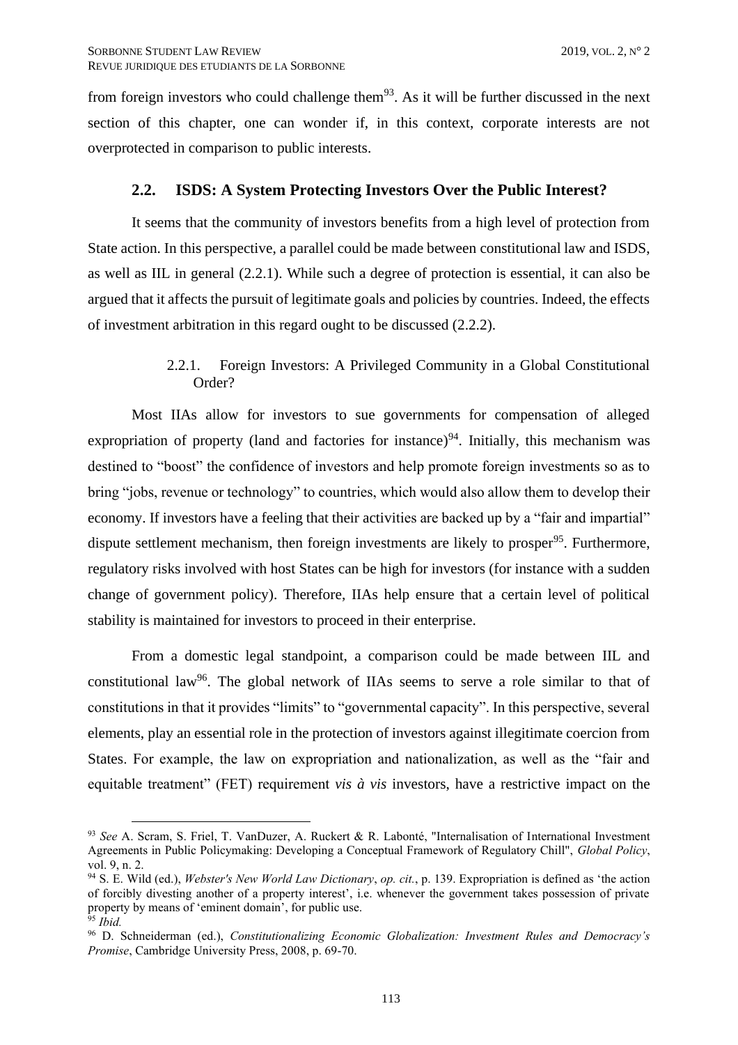from foreign investors who could challenge them[93]. As it will be further discussed in the next section of this chapter, one can wonder if, in this context, corporate interests are not overprotected in comparison to public interests.

## 2.2. ISDS: A System Protecting Investors Over the Public Interest?

It seems that the community of investors benefits from a high level of protection from State action. In this perspective, a parallel could be made between constitutional law and ISDS, as well as IIL in general (2.2.1). While such a degree of protection is essential, it can also be argued that it affects the pursuit of legitimate goals and policies by countries. Indeed, the effects of investment arbitration in this regard ought to be discussed (2.2.2).

### 2.2.1. Foreign Investors: A Privileged Community in a Global Constitutional Order?

Most IIAs allow for investors to sue governments for compensation of alleged expropriation of property (land and factories for instance)[94]. Initially, this mechanism was destined to "boost" the confidence of investors and help promote foreign investments so as to bring "jobs, revenue or technology" to countries, which would also allow them to develop their economy. If investors have a feeling that their activities are backed up by a "fair and impartial" dispute settlement mechanism, then foreign investments are likely to prosper[95]. Furthermore, regulatory risks involved with host States can be high for investors (for instance with a sudden change of government policy). Therefore, IIAs help ensure that a certain level of political stability is maintained for investors to proceed in their enterprise.

From a domestic legal standpoint, a comparison could be made between IIL and constitutional law[96]. The global network of IIAs seems to serve a role similar to that of constitutions in that it provides "limits" to "governmental capacity". In this perspective, several elements, play an essential role in the protection of investors against illegitimate coercion from States. For example, the law on expropriation and nationalization, as well as the "fair and equitable treatment" (FET) requirement *vis à vis* investors, have a restrictive impact on the

---

[93] *See* A. Scram, S. Friel, T. VanDuzer, A. Ruckert & R. Labonté, "Internalisation of International Investment Agreements in Public Policymaking: Developing a Conceptual Framework of Regulatory Chill", *Global Policy*, vol. 9, n. 2.

[94] S. E. Wild (ed.), *Webster's New World Law Dictionary*, *op. cit.*, p. 139. Expropriation is defined as 'the action of forcibly divesting another of a property interest', i.e. whenever the government takes possession of private property by means of 'eminent domain', for public use.

[95] *Ibid.*

[96] D. Schneiderman (ed.), *Constitutionalizing Economic Globalization: Investment Rules and Democracy's Promise*, Cambridge University Press, 2008, p. 69-70.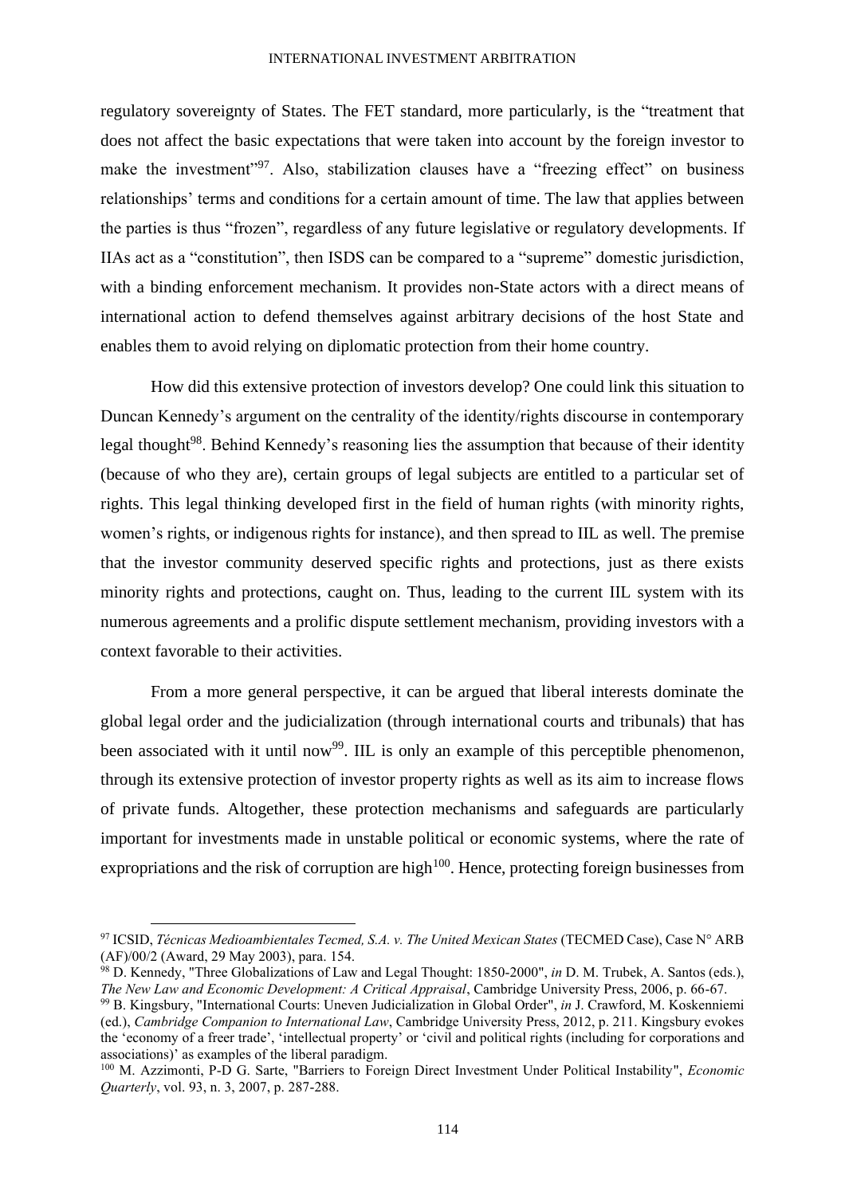regulatory sovereignty of States. The FET standard, more particularly, is the "treatment that does not affect the basic expectations that were taken into account by the foreign investor to make the investment"[97]. Also, stabilization clauses have a "freezing effect" on business relationships' terms and conditions for a certain amount of time. The law that applies between the parties is thus "frozen", regardless of any future legislative or regulatory developments. If IIAs act as a "constitution", then ISDS can be compared to a "supreme" domestic jurisdiction, with a binding enforcement mechanism. It provides non-State actors with a direct means of international action to defend themselves against arbitrary decisions of the host State and enables them to avoid relying on diplomatic protection from their home country.

How did this extensive protection of investors develop? One could link this situation to Duncan Kennedy's argument on the centrality of the identity/rights discourse in contemporary legal thought[98]. Behind Kennedy's reasoning lies the assumption that because of their identity (because of who they are), certain groups of legal subjects are entitled to a particular set of rights. This legal thinking developed first in the field of human rights (with minority rights, women's rights, or indigenous rights for instance), and then spread to IIL as well. The premise that the investor community deserved specific rights and protections, just as there exists minority rights and protections, caught on. Thus, leading to the current IIL system with its numerous agreements and a prolific dispute settlement mechanism, providing investors with a context favorable to their activities.

From a more general perspective, it can be argued that liberal interests dominate the global legal order and the judicialization (through international courts and tribunals) that has been associated with it until now[99]. IIL is only an example of this perceptible phenomenon, through its extensive protection of investor property rights as well as its aim to increase flows of private funds. Altogether, these protection mechanisms and safeguards are particularly important for investments made in unstable political or economic systems, where the rate of expropriations and the risk of corruption are high[100]. Hence, protecting foreign businesses from

---

[97] ICSID, *Técnicas Medioambientales Tecmed, S.A. v. The United Mexican States* (TECMED Case), Case N° ARB (AF)/00/2 (Award, 29 May 2003), para. 154.

[98] D. Kennedy, "Three Globalizations of Law and Legal Thought: 1850-2000", *in* D. M. Trubek, A. Santos (eds.), *The New Law and Economic Development: A Critical Appraisal*, Cambridge University Press, 2006, p. 66-67.

[99] B. Kingsbury, "International Courts: Uneven Judicialization in Global Order", *in* J. Crawford, M. Koskenniemi (ed.), *Cambridge Companion to International Law*, Cambridge University Press, 2012, p. 211. Kingsbury evokes the 'economy of a freer trade', 'intellectual property' or 'civil and political rights (including for corporations and associations)' as examples of the liberal paradigm.

[100] M. Azzimonti, P-D G. Sarte, "Barriers to Foreign Direct Investment Under Political Instability", *Economic Quarterly*, vol. 93, n. 3, 2007, p. 287-288.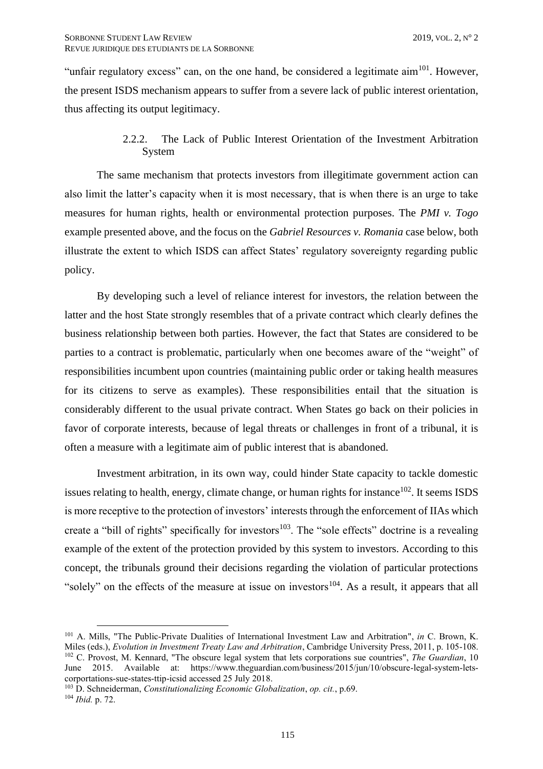"unfair regulatory excess" can, on the one hand, be considered a legitimate aim[101]. However, the present ISDS mechanism appears to suffer from a severe lack of public interest orientation, thus affecting its output legitimacy.

#### 2.2.2. The Lack of Public Interest Orientation of the Investment Arbitration System

The same mechanism that protects investors from illegitimate government action can also limit the latter's capacity when it is most necessary, that is when there is an urge to take measures for human rights, health or environmental protection purposes. The *PMI v. Togo* example presented above, and the focus on the *Gabriel Resources v. Romania* case below, both illustrate the extent to which ISDS can affect States' regulatory sovereignty regarding public policy.

By developing such a level of reliance interest for investors, the relation between the latter and the host State strongly resembles that of a private contract which clearly defines the business relationship between both parties. However, the fact that States are considered to be parties to a contract is problematic, particularly when one becomes aware of the "weight" of responsibilities incumbent upon countries (maintaining public order or taking health measures for its citizens to serve as examples). These responsibilities entail that the situation is considerably different to the usual private contract. When States go back on their policies in favor of corporate interests, because of legal threats or challenges in front of a tribunal, it is often a measure with a legitimate aim of public interest that is abandoned.

Investment arbitration, in its own way, could hinder State capacity to tackle domestic issues relating to health, energy, climate change, or human rights for instance[102]. It seems ISDS is more receptive to the protection of investors' interests through the enforcement of IIAs which create a "bill of rights" specifically for investors[103]. The "sole effects" doctrine is a revealing example of the extent of the protection provided by this system to investors. According to this concept, the tribunals ground their decisions regarding the violation of particular protections "solely" on the effects of the measure at issue on investors[104]. As a result, it appears that all

---

[101] A. Mills, "The Public-Private Dualities of International Investment Law and Arbitration", *in* C. Brown, K. Miles (eds.), *Evolution in Investment Treaty Law and Arbitration*, Cambridge University Press, 2011, p. 105-108.

[102] C. Provost, M. Kennard, "The obscure legal system that lets corporations sue countries", *The Guardian*, 10 June 2015. Available at: https://www.theguardian.com/business/2015/jun/10/obscure-legal-system-lets-corportations-sue-states-ttip-icsid accessed 25 July 2018.

[103] D. Schneiderman, *Constitutionalizing Economic Globalization*, *op. cit.*, p.69.

[104] *Ibid.* p. 72.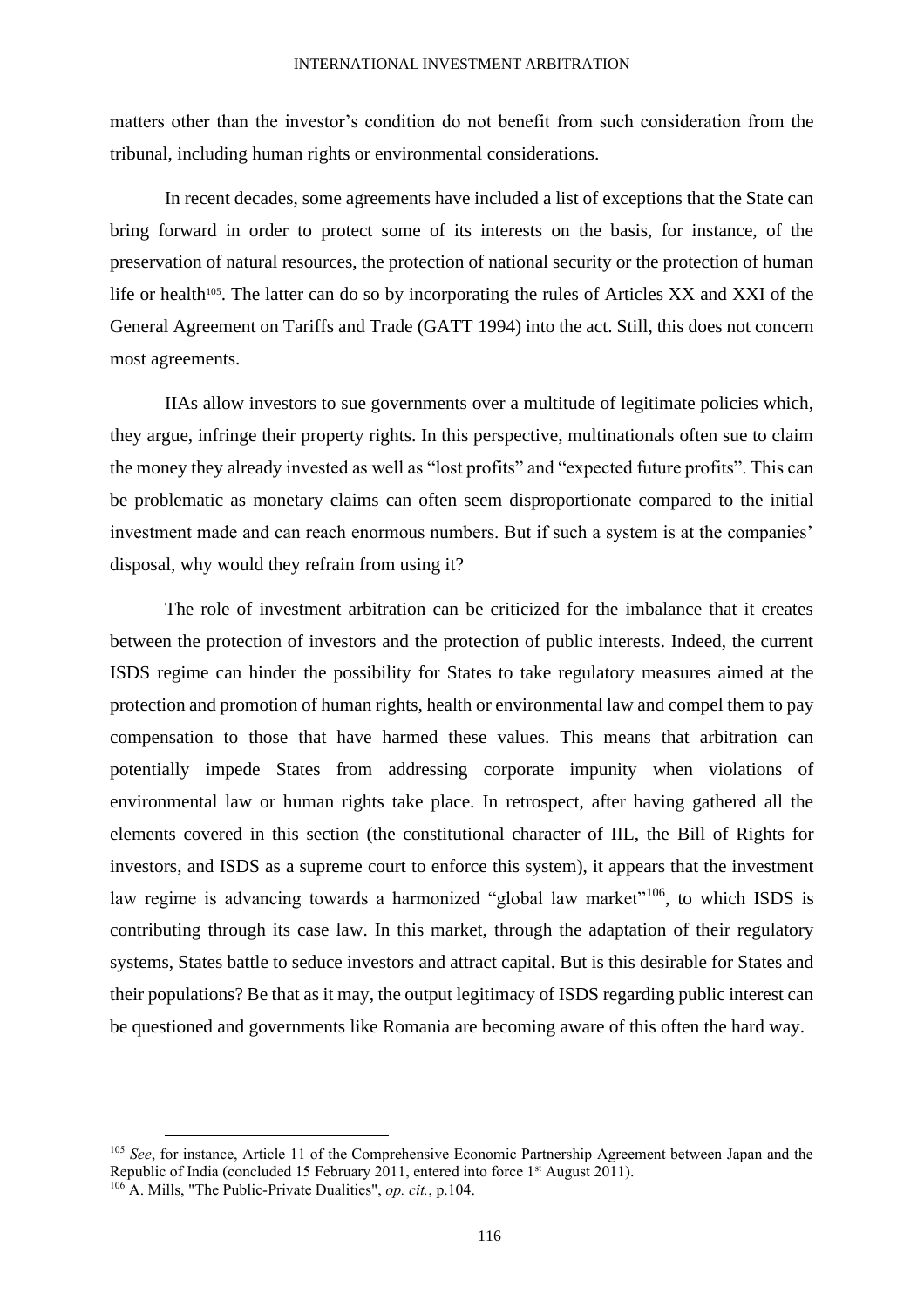matters other than the investor's condition do not benefit from such consideration from the tribunal, including human rights or environmental considerations.

In recent decades, some agreements have included a list of exceptions that the State can bring forward in order to protect some of its interests on the basis, for instance, of the preservation of natural resources, the protection of national security or the protection of human life or health[105]. The latter can do so by incorporating the rules of Articles XX and XXI of the General Agreement on Tariffs and Trade (GATT 1994) into the act. Still, this does not concern most agreements.

IIAs allow investors to sue governments over a multitude of legitimate policies which, they argue, infringe their property rights. In this perspective, multinationals often sue to claim the money they already invested as well as "lost profits" and "expected future profits". This can be problematic as monetary claims can often seem disproportionate compared to the initial investment made and can reach enormous numbers. But if such a system is at the companies' disposal, why would they refrain from using it?

The role of investment arbitration can be criticized for the imbalance that it creates between the protection of investors and the protection of public interests. Indeed, the current ISDS regime can hinder the possibility for States to take regulatory measures aimed at the protection and promotion of human rights, health or environmental law and compel them to pay compensation to those that have harmed these values. This means that arbitration can potentially impede States from addressing corporate impunity when violations of environmental law or human rights take place. In retrospect, after having gathered all the elements covered in this section (the constitutional character of IIL, the Bill of Rights for investors, and ISDS as a supreme court to enforce this system), it appears that the investment law regime is advancing towards a harmonized "global law market"[106], to which ISDS is contributing through its case law. In this market, through the adaptation of their regulatory systems, States battle to seduce investors and attract capital. But is this desirable for States and their populations? Be that as it may, the output legitimacy of ISDS regarding public interest can be questioned and governments like Romania are becoming aware of this often the hard way.

---

[105] *See*, for instance, Article 11 of the Comprehensive Economic Partnership Agreement between Japan and the Republic of India (concluded 15 February 2011, entered into force 1st August 2011).

[106] A. Mills, "The Public-Private Dualities", *op. cit.*, p.104.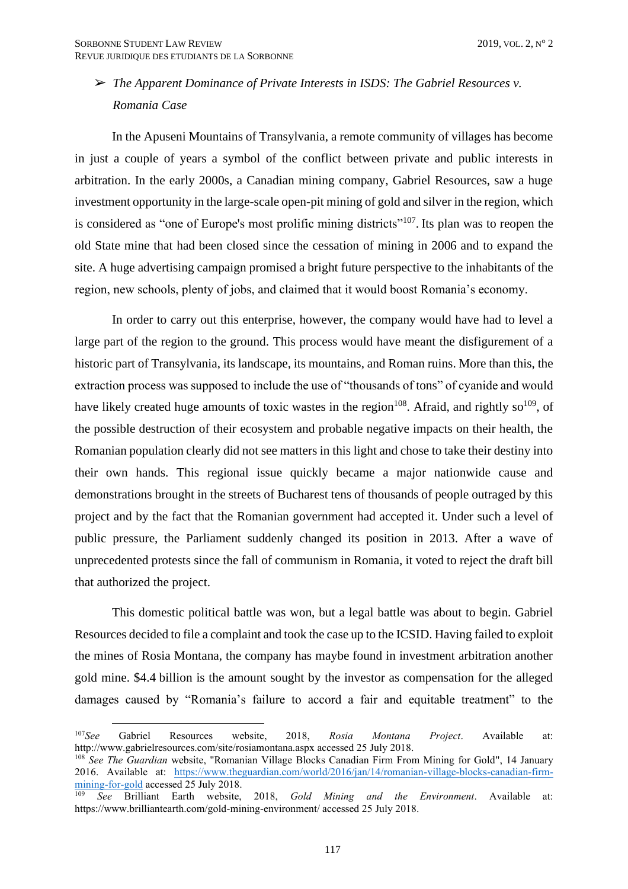## ➢ *The Apparent Dominance of Private Interests in ISDS: The Gabriel Resources v. Romania Case*

In the Apuseni Mountains of Transylvania, a remote community of villages has become in just a couple of years a symbol of the conflict between private and public interests in arbitration. In the early 2000s, a Canadian mining company, Gabriel Resources, saw a huge investment opportunity in the large-scale open-pit mining of gold and silver in the region, which is considered as "one of Europe's most prolific mining districts"[107]. Its plan was to reopen the old State mine that had been closed since the cessation of mining in 2006 and to expand the site. A huge advertising campaign promised a bright future perspective to the inhabitants of the region, new schools, plenty of jobs, and claimed that it would boost Romania's economy.

In order to carry out this enterprise, however, the company would have had to level a large part of the region to the ground. This process would have meant the disfigurement of a historic part of Transylvania, its landscape, its mountains, and Roman ruins. More than this, the extraction process was supposed to include the use of "thousands of tons" of cyanide and would have likely created huge amounts of toxic wastes in the region[108]. Afraid, and rightly so[109], of the possible destruction of their ecosystem and probable negative impacts on their health, the Romanian population clearly did not see matters in this light and chose to take their destiny into their own hands. This regional issue quickly became a major nationwide cause and demonstrations brought in the streets of Bucharest tens of thousands of people outraged by this project and by the fact that the Romanian government had accepted it. Under such a level of public pressure, the Parliament suddenly changed its position in 2013. After a wave of unprecedented protests since the fall of communism in Romania, it voted to reject the draft bill that authorized the project.

This domestic political battle was won, but a legal battle was about to begin. Gabriel Resources decided to file a complaint and took the case up to the ICSID. Having failed to exploit the mines of Rosia Montana, the company has maybe found in investment arbitration another gold mine. $4.4 billion is the amount sought by the investor as compensation for the alleged damages caused by "Romania's failure to accord a fair and equitable treatment" to the

---

[107] *See* Gabriel Resources website, 2018, *Rosia Montana Project*. Available at: http://www.gabrielresources.com/site/rosiamontana.aspx accessed 25 July 2018.

[108] *See The Guardian* website, "Romanian Village Blocks Canadian Firm From Mining for Gold", 14 January 2016. Available at: https://www.theguardian.com/world/2016/jan/14/romanian-village-blocks-canadian-firm-mining-for-gold accessed 25 July 2018.

[109] *See* Brilliant Earth website, 2018, *Gold Mining and the Environment*. Available at: https://www.brilliantearth.com/gold-mining-environment/ accessed 25 July 2018.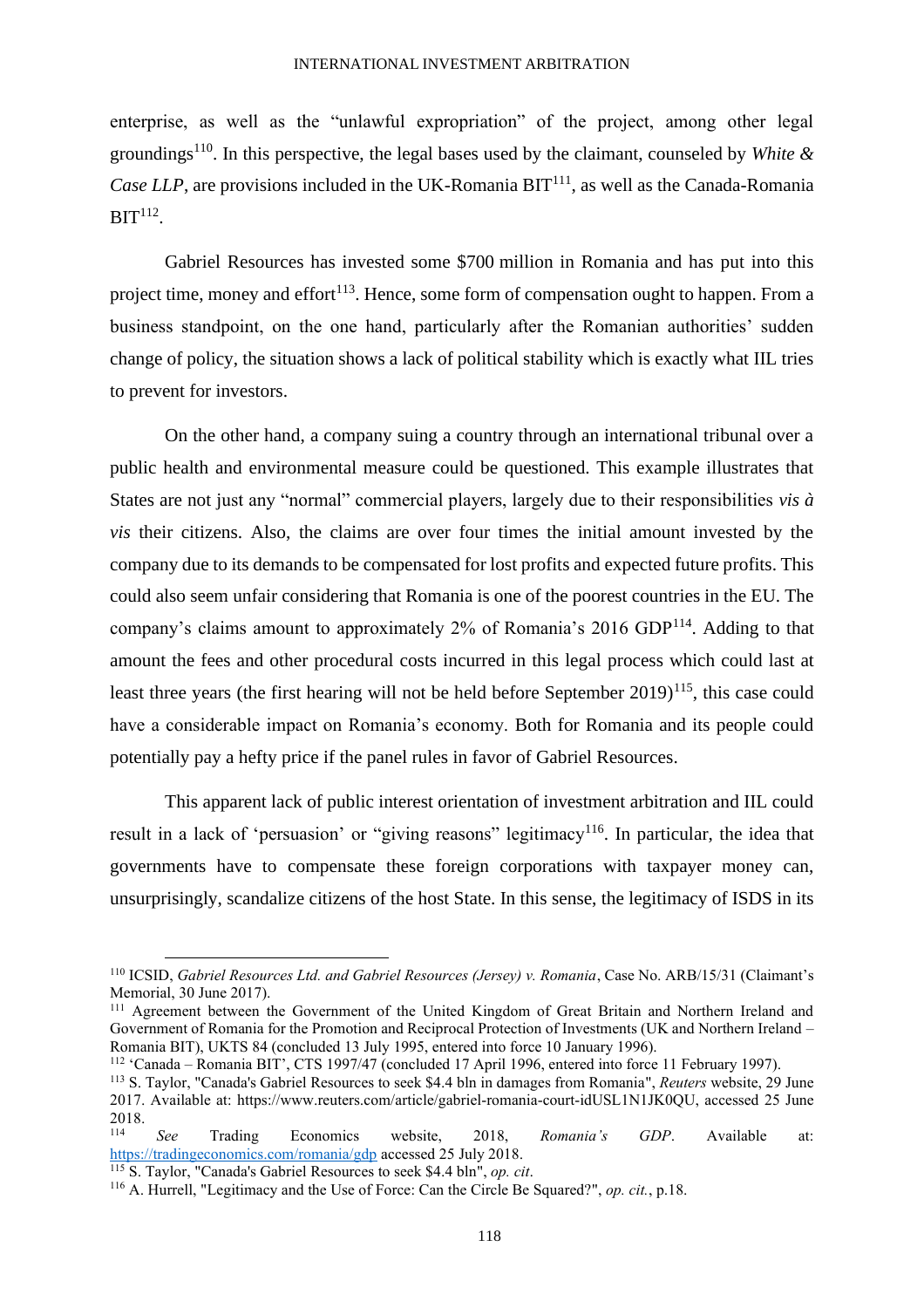enterprise, as well as the "unlawful expropriation" of the project, among other legal groundings[110]. In this perspective, the legal bases used by the claimant, counseled by *White & Case LLP*, are provisions included in the UK-Romania BIT[111], as well as the Canada-Romania BIT[112].

Gabriel Resources has invested some $700 million in Romania and has put into this project time, money and effort[113]. Hence, some form of compensation ought to happen. From a business standpoint, on the one hand, particularly after the Romanian authorities' sudden change of policy, the situation shows a lack of political stability which is exactly what IIL tries to prevent for investors.

On the other hand, a company suing a country through an international tribunal over a public health and environmental measure could be questioned. This example illustrates that States are not just any "normal" commercial players, largely due to their responsibilities *vis à vis* their citizens. Also, the claims are over four times the initial amount invested by the company due to its demands to be compensated for lost profits and expected future profits. This could also seem unfair considering that Romania is one of the poorest countries in the EU. The company's claims amount to approximately 2% of Romania's 2016 GDP[114]. Adding to that amount the fees and other procedural costs incurred in this legal process which could last at least three years (the first hearing will not be held before September 2019)[115], this case could have a considerable impact on Romania's economy. Both for Romania and its people could potentially pay a hefty price if the panel rules in favor of Gabriel Resources.

This apparent lack of public interest orientation of investment arbitration and IIL could result in a lack of 'persuasion' or "giving reasons" legitimacy[116]. In particular, the idea that governments have to compensate these foreign corporations with taxpayer money can, unsurprisingly, scandalize citizens of the host State. In this sense, the legitimacy of ISDS in its

---

[110] ICSID, *Gabriel Resources Ltd. and Gabriel Resources (Jersey) v. Romania*, Case No. ARB/15/31 (Claimant's Memorial, 30 June 2017).

[111] Agreement between the Government of the United Kingdom of Great Britain and Northern Ireland and Government of Romania for the Promotion and Reciprocal Protection of Investments (UK and Northern Ireland – Romania BIT), UKTS 84 (concluded 13 July 1995, entered into force 10 January 1996).

[112] 'Canada – Romania BIT', CTS 1997/47 (concluded 17 April 1996, entered into force 11 February 1997).

[113] S. Taylor, "Canada's Gabriel Resources to seek $4.4 bln in damages from Romania", *Reuters* website, 29 June 2017. Available at: https://www.reuters.com/article/gabriel-romania-court-idUSL1N1JK0QU, accessed 25 June 2018.

[114] *See* Trading Economics website, 2018, *Romania's GDP*. Available at: https://tradingeconomics.com/romania/gdp accessed 25 July 2018.

[115] S. Taylor, "Canada's Gabriel Resources to seek $4.4 bln", *op. cit*.

[116] A. Hurrell, "Legitimacy and the Use of Force: Can the Circle Be Squared?", *op. cit.*, p.18.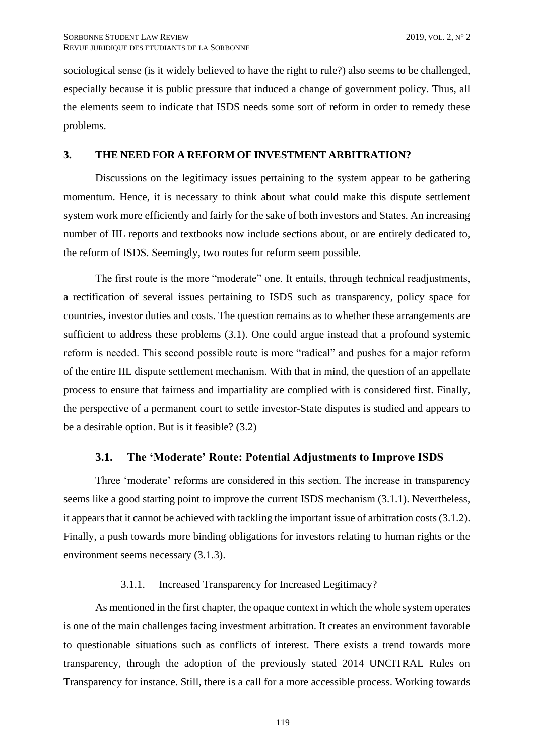sociological sense (is it widely believed to have the right to rule?) also seems to be challenged, especially because it is public pressure that induced a change of government policy. Thus, all the elements seem to indicate that ISDS needs some sort of reform in order to remedy these problems.

## 3. THE NEED FOR A REFORM OF INVESTMENT ARBITRATION?

Discussions on the legitimacy issues pertaining to the system appear to be gathering momentum. Hence, it is necessary to think about what could make this dispute settlement system work more efficiently and fairly for the sake of both investors and States. An increasing number of IIL reports and textbooks now include sections about, or are entirely dedicated to, the reform of ISDS. Seemingly, two routes for reform seem possible.

The first route is the more "moderate" one. It entails, through technical readjustments, a rectification of several issues pertaining to ISDS such as transparency, policy space for countries, investor duties and costs. The question remains as to whether these arrangements are sufficient to address these problems (3.1). One could argue instead that a profound systemic reform is needed. This second possible route is more "radical" and pushes for a major reform of the entire IIL dispute settlement mechanism. With that in mind, the question of an appellate process to ensure that fairness and impartiality are complied with is considered first. Finally, the perspective of a permanent court to settle investor-State disputes is studied and appears to be a desirable option. But is it feasible? (3.2)

### 3.1. The 'Moderate' Route: Potential Adjustments to Improve ISDS

Three 'moderate' reforms are considered in this section. The increase in transparency seems like a good starting point to improve the current ISDS mechanism (3.1.1). Nevertheless, it appears that it cannot be achieved with tackling the important issue of arbitration costs (3.1.2). Finally, a push towards more binding obligations for investors relating to human rights or the environment seems necessary (3.1.3).

#### 3.1.1. Increased Transparency for Increased Legitimacy?

As mentioned in the first chapter, the opaque context in which the whole system operates is one of the main challenges facing investment arbitration. It creates an environment favorable to questionable situations such as conflicts of interest. There exists a trend towards more transparency, through the adoption of the previously stated 2014 UNCITRAL Rules on Transparency for instance. Still, there is a call for a more accessible process. Working towards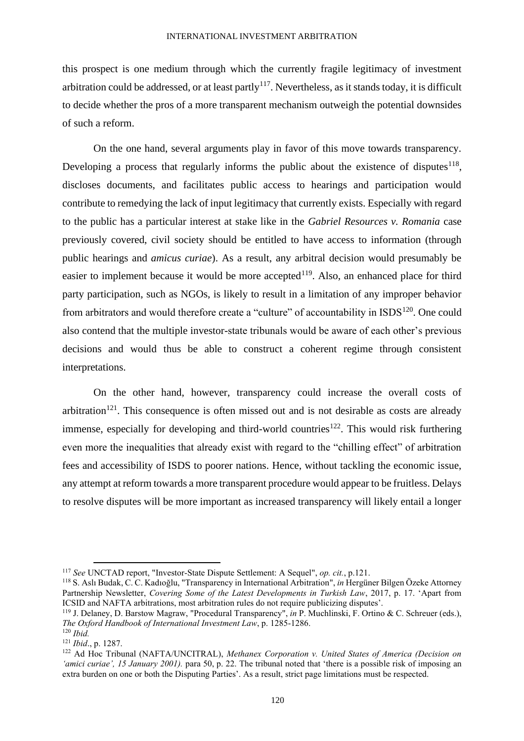this prospect is one medium through which the currently fragile legitimacy of investment arbitration could be addressed, or at least partly[117]. Nevertheless, as it stands today, it is difficult to decide whether the pros of a more transparent mechanism outweigh the potential downsides of such a reform.

On the one hand, several arguments play in favor of this move towards transparency. Developing a process that regularly informs the public about the existence of disputes[118], discloses documents, and facilitates public access to hearings and participation would contribute to remedying the lack of input legitimacy that currently exists. Especially with regard to the public has a particular interest at stake like in the *Gabriel Resources v. Romania* case previously covered, civil society should be entitled to have access to information (through public hearings and *amicus curiae*). As a result, any arbitral decision would presumably be easier to implement because it would be more accepted[119]. Also, an enhanced place for third party participation, such as NGOs, is likely to result in a limitation of any improper behavior from arbitrators and would therefore create a "culture" of accountability in ISDS[120]. One could also contend that the multiple investor-state tribunals would be aware of each other's previous decisions and would thus be able to construct a coherent regime through consistent interpretations.

On the other hand, however, transparency could increase the overall costs of arbitration[121]. This consequence is often missed out and is not desirable as costs are already immense, especially for developing and third-world countries[122]. This would risk furthering even more the inequalities that already exist with regard to the "chilling effect" of arbitration fees and accessibility of ISDS to poorer nations. Hence, without tackling the economic issue, any attempt at reform towards a more transparent procedure would appear to be fruitless. Delays to resolve disputes will be more important as increased transparency will likely entail a longer

---

[117] *See* UNCTAD report, "Investor-State Dispute Settlement: A Sequel", *op. cit.*, p.121.

[118] S. Aslı Budak, C. C. Kadıoğlu, "Transparency in International Arbitration", *in* Hergüner Bilgen Özeke Attorney Partnership Newsletter, *Covering Some of the Latest Developments in Turkish Law*, 2017, p. 17. 'Apart from ICSID and NAFTA arbitrations, most arbitration rules do not require publicizing disputes'.

[119] J. Delaney, D. Barstow Magraw, "Procedural Transparency", *in* P. Muchlinski, F. Ortino & C. Schreuer (eds.), *The Oxford Handbook of International Investment Law*, p. 1285-1286.

[120] *Ibid.*

[121] *Ibid*., p. 1287.

[122] Ad Hoc Tribunal (NAFTA/UNCITRAL), *Methanex Corporation v. United States of America (Decision on 'amici curiae', 15 January 2001).* para 50, p. 22. The tribunal noted that 'there is a possible risk of imposing an extra burden on one or both the Disputing Parties'. As a result, strict page limitations must be respected.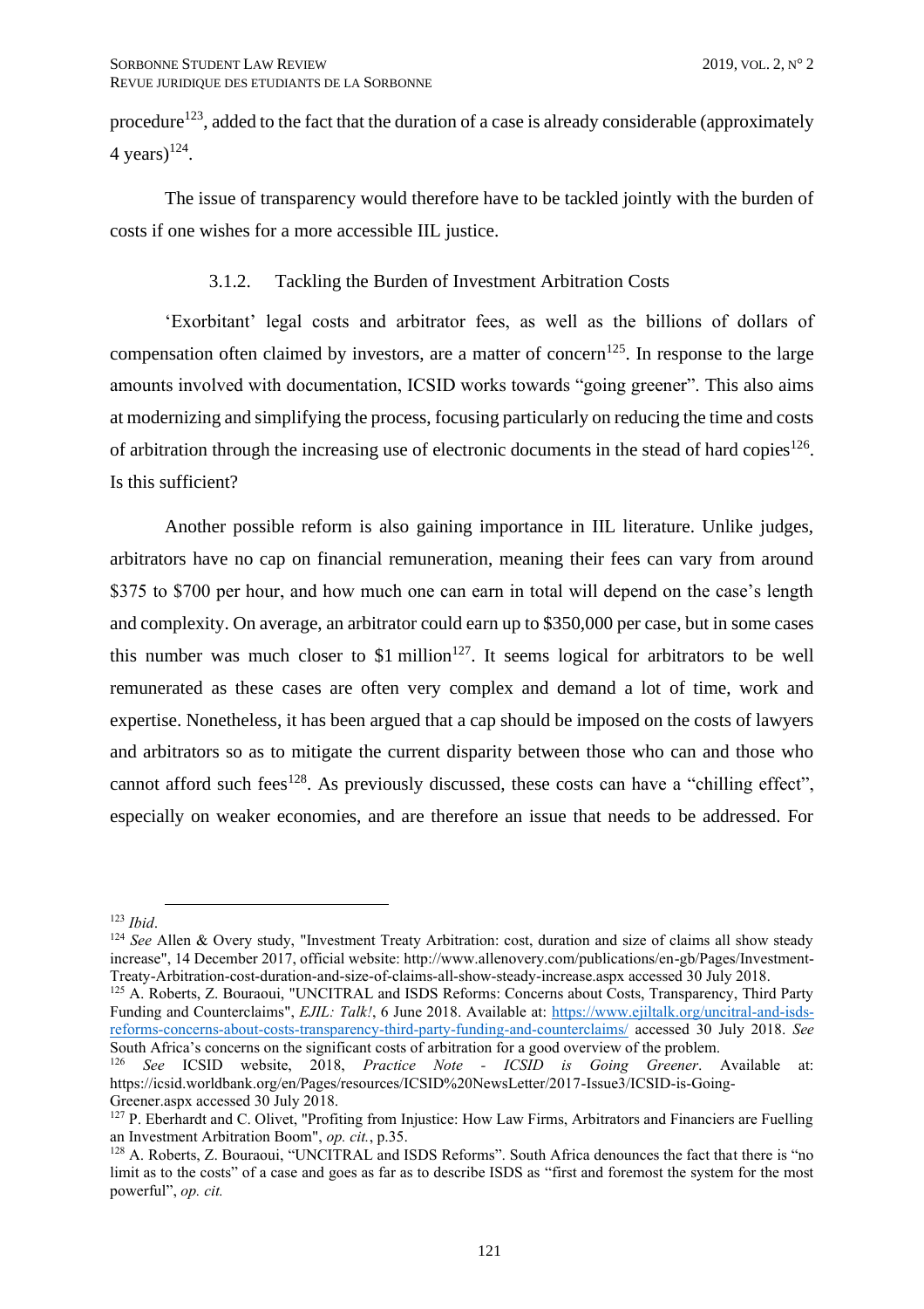procedure[123], added to the fact that the duration of a case is already considerable (approximately 4 years)[124].

The issue of transparency would therefore have to be tackled jointly with the burden of costs if one wishes for a more accessible IIL justice.

#### 3.1.2. Tackling the Burden of Investment Arbitration Costs

'Exorbitant' legal costs and arbitrator fees, as well as the billions of dollars of compensation often claimed by investors, are a matter of concern[125]. In response to the large amounts involved with documentation, ICSID works towards "going greener". This also aims at modernizing and simplifying the process, focusing particularly on reducing the time and costs of arbitration through the increasing use of electronic documents in the stead of hard copies[126]. Is this sufficient?

Another possible reform is also gaining importance in IIL literature. Unlike judges, arbitrators have no cap on financial remuneration, meaning their fees can vary from around $375 to $700 per hour, and how much one can earn in total will depend on the case's length and complexity. On average, an arbitrator could earn up to $350,000 per case, but in some cases this number was much closer to $1 million[127]. It seems logical for arbitrators to be well remunerated as these cases are often very complex and demand a lot of time, work and expertise. Nonetheless, it has been argued that a cap should be imposed on the costs of lawyers and arbitrators so as to mitigate the current disparity between those who can and those who cannot afford such fees[128]. As previously discussed, these costs can have a "chilling effect", especially on weaker economies, and are therefore an issue that needs to be addressed. For

---

[123] *Ibid*.

[124] *See* Allen & Overy study, "Investment Treaty Arbitration: cost, duration and size of claims all show steady increase", 14 December 2017, official website: http://www.allenovery.com/publications/en-gb/Pages/Investment-Treaty-Arbitration-cost-duration-and-size-of-claims-all-show-steady-increase.aspx accessed 30 July 2018.

[125] A. Roberts, Z. Bouraoui, "UNCITRAL and ISDS Reforms: Concerns about Costs, Transparency, Third Party Funding and Counterclaims", *EJIL: Talk!*, 6 June 2018. Available at: https://www.ejiltalk.org/uncitral-and-isds-reforms-concerns-about-costs-transparency-third-party-funding-and-counterclaims/ accessed 30 July 2018. *See* South Africa's concerns on the significant costs of arbitration for a good overview of the problem.

[126] *See* ICSID website, 2018, *Practice Note - ICSID is Going Greener*. Available at: https://icsid.worldbank.org/en/Pages/resources/ICSID%20NewsLetter/2017-Issue3/ICSID-is-Going-Greener.aspx accessed 30 July 2018.

[127] P. Eberhardt and C. Olivet, "Profiting from Injustice: How Law Firms, Arbitrators and Financiers are Fuelling an Investment Arbitration Boom", *op. cit.*, p.35.

[128] A. Roberts, Z. Bouraoui, "UNCITRAL and ISDS Reforms". South Africa denounces the fact that there is "no limit as to the costs" of a case and goes as far as to describe ISDS as "first and foremost the system for the most powerful", *op. cit.*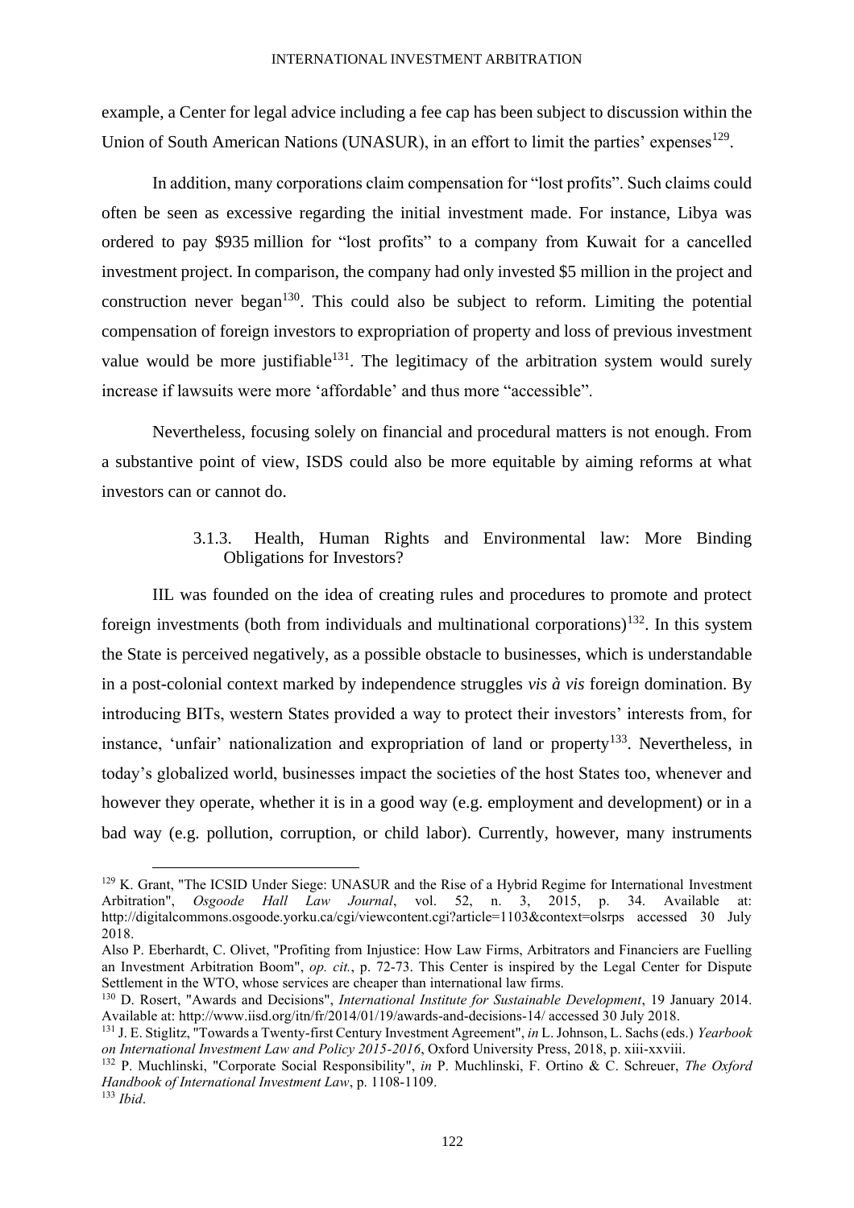example, a Center for legal advice including a fee cap has been subject to discussion within the Union of South American Nations (UNASUR), in an effort to limit the parties' expenses[129].

In addition, many corporations claim compensation for "lost profits". Such claims could often be seen as excessive regarding the initial investment made. For instance, Libya was ordered to pay $935 million for "lost profits" to a company from Kuwait for a cancelled investment project. In comparison, the company had only invested $5 million in the project and construction never began[130]. This could also be subject to reform. Limiting the potential compensation of foreign investors to expropriation of property and loss of previous investment value would be more justifiable[131]. The legitimacy of the arbitration system would surely increase if lawsuits were more 'affordable' and thus more "accessible".

Nevertheless, focusing solely on financial and procedural matters is not enough. From a substantive point of view, ISDS could also be more equitable by aiming reforms at what investors can or cannot do.

#### 3.1.3. Health, Human Rights and Environmental law: More Binding Obligations for Investors?

IIL was founded on the idea of creating rules and procedures to promote and protect foreign investments (both from individuals and multinational corporations)[132]. In this system the State is perceived negatively, as a possible obstacle to businesses, which is understandable in a post-colonial context marked by independence struggles *vis à vis* foreign domination. By introducing BITs, western States provided a way to protect their investors' interests from, for instance, 'unfair' nationalization and expropriation of land or property[133]. Nevertheless, in today's globalized world, businesses impact the societies of the host States too, whenever and however they operate, whether it is in a good way (e.g. employment and development) or in a bad way (e.g. pollution, corruption, or child labor). Currently, however, many instruments

---

[129] K. Grant, "The ICSID Under Siege: UNASUR and the Rise of a Hybrid Regime for International Investment Arbitration", *Osgoode Hall Law Journal*, vol. 52, n. 3, 2015, p. 34. Available at: http://digitalcommons.osgoode.yorku.ca/cgi/viewcontent.cgi?article=1103&context=olsrps accessed 30 July 2018.
Also P. Eberhardt, C. Olivet, "Profiting from Injustice: How Law Firms, Arbitrators and Financiers are Fuelling an Investment Arbitration Boom", *op. cit.*, p. 72-73. This Center is inspired by the Legal Center for Dispute Settlement in the WTO, whose services are cheaper than international law firms.

[130] D. Rosert, "Awards and Decisions", *International Institute for Sustainable Development*, 19 January 2014. Available at: http://www.iisd.org/itn/fr/2014/01/19/awards-and-decisions-14/ accessed 30 July 2018.

[131] J. E. Stiglitz, "Towards a Twenty-first Century Investment Agreement", *in* L. Johnson, L. Sachs (eds.) *Yearbook on International Investment Law and Policy 2015-2016*, Oxford University Press, 2018, p. xiii-xxviii.

[132] P. Muchlinski, "Corporate Social Responsibility", *in* P. Muchlinski, F. Ortino & C. Schreuer, *The Oxford Handbook of International Investment Law*, p. 1108-1109.

[133] *Ibid*.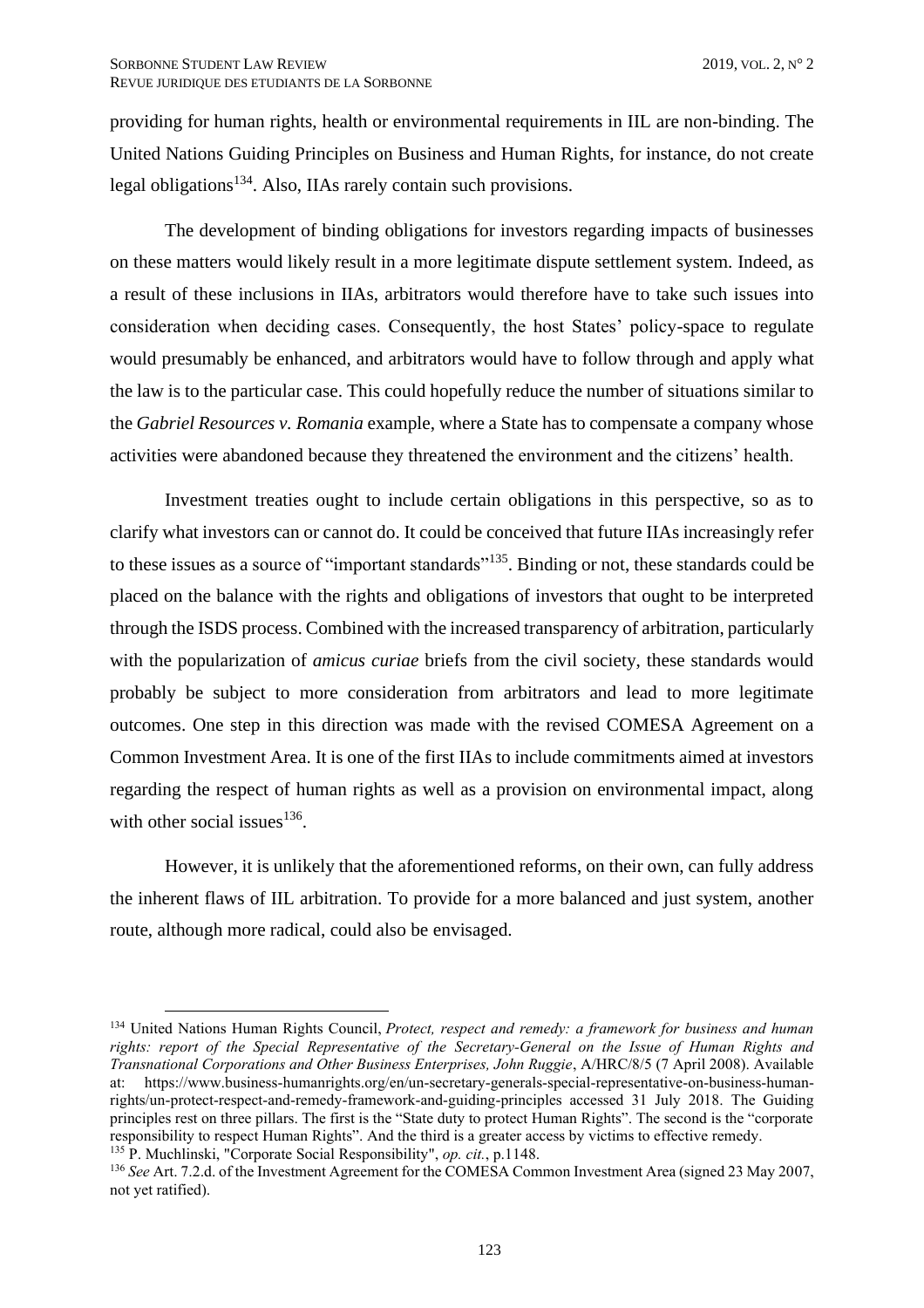providing for human rights, health or environmental requirements in IIL are non-binding. The United Nations Guiding Principles on Business and Human Rights, for instance, do not create legal obligations[134]. Also, IIAs rarely contain such provisions.

The development of binding obligations for investors regarding impacts of businesses on these matters would likely result in a more legitimate dispute settlement system. Indeed, as a result of these inclusions in IIAs, arbitrators would therefore have to take such issues into consideration when deciding cases. Consequently, the host States' policy-space to regulate would presumably be enhanced, and arbitrators would have to follow through and apply what the law is to the particular case. This could hopefully reduce the number of situations similar to the *Gabriel Resources v. Romania* example, where a State has to compensate a company whose activities were abandoned because they threatened the environment and the citizens' health.

Investment treaties ought to include certain obligations in this perspective, so as to clarify what investors can or cannot do. It could be conceived that future IIAs increasingly refer to these issues as a source of "important standards"[135]. Binding or not, these standards could be placed on the balance with the rights and obligations of investors that ought to be interpreted through the ISDS process. Combined with the increased transparency of arbitration, particularly with the popularization of *amicus curiae* briefs from the civil society, these standards would probably be subject to more consideration from arbitrators and lead to more legitimate outcomes. One step in this direction was made with the revised COMESA Agreement on a Common Investment Area. It is one of the first IIAs to include commitments aimed at investors regarding the respect of human rights as well as a provision on environmental impact, along with other social issues[136].

However, it is unlikely that the aforementioned reforms, on their own, can fully address the inherent flaws of IIL arbitration. To provide for a more balanced and just system, another route, although more radical, could also be envisaged.

---

[134] United Nations Human Rights Council, *Protect, respect and remedy: a framework for business and human rights: report of the Special Representative of the Secretary-General on the Issue of Human Rights and Transnational Corporations and Other Business Enterprises, John Ruggie*, A/HRC/8/5 (7 April 2008). Available at: https://www.business-humanrights.org/en/un-secretary-generals-special-representative-on-business-human-rights/un-protect-respect-and-remedy-framework-and-guiding-principles accessed 31 July 2018. The Guiding principles rest on three pillars. The first is the "State duty to protect Human Rights". The second is the "corporate responsibility to respect Human Rights". And the third is a greater access by victims to effective remedy.

[135] P. Muchlinski, "Corporate Social Responsibility", *op. cit.*, p.1148.

[136] *See* Art. 7.2.d. of the Investment Agreement for the COMESA Common Investment Area (signed 23 May 2007, not yet ratified).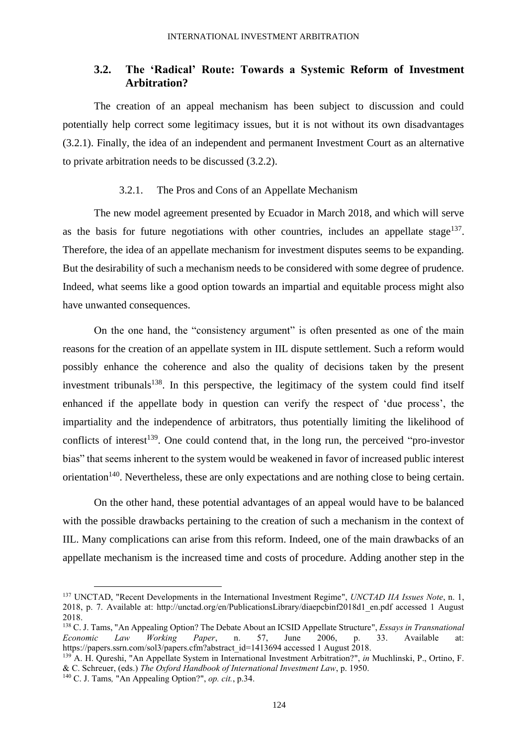## 3.2. The 'Radical' Route: Towards a Systemic Reform of Investment Arbitration?

The creation of an appeal mechanism has been subject to discussion and could potentially help correct some legitimacy issues, but it is not without its own disadvantages (3.2.1). Finally, the idea of an independent and permanent Investment Court as an alternative to private arbitration needs to be discussed (3.2.2).

### 3.2.1. The Pros and Cons of an Appellate Mechanism

The new model agreement presented by Ecuador in March 2018, and which will serve as the basis for future negotiations with other countries, includes an appellate stage[137]. Therefore, the idea of an appellate mechanism for investment disputes seems to be expanding. But the desirability of such a mechanism needs to be considered with some degree of prudence. Indeed, what seems like a good option towards an impartial and equitable process might also have unwanted consequences.

On the one hand, the "consistency argument" is often presented as one of the main reasons for the creation of an appellate system in IIL dispute settlement. Such a reform would possibly enhance the coherence and also the quality of decisions taken by the present investment tribunals[138]. In this perspective, the legitimacy of the system could find itself enhanced if the appellate body in question can verify the respect of 'due process', the impartiality and the independence of arbitrators, thus potentially limiting the likelihood of conflicts of interest[139]. One could contend that, in the long run, the perceived "pro-investor bias" that seems inherent to the system would be weakened in favor of increased public interest orientation[140]. Nevertheless, these are only expectations and are nothing close to being certain.

On the other hand, these potential advantages of an appeal would have to be balanced with the possible drawbacks pertaining to the creation of such a mechanism in the context of IIL. Many complications can arise from this reform. Indeed, one of the main drawbacks of an appellate mechanism is the increased time and costs of procedure. Adding another step in the

---

[137] UNCTAD, "Recent Developments in the International Investment Regime", *UNCTAD IIA Issues Note*, n. 1, 2018, p. 7. Available at: http://unctad.org/en/PublicationsLibrary/diaepcbinf2018d1_en.pdf accessed 1 August 2018.

[138] C. J. Tams, "An Appealing Option? The Debate About an ICSID Appellate Structure", *Essays in Transnational Economic Law Working Paper*, n. 57, June 2006, p. 33. Available at: https://papers.ssrn.com/sol3/papers.cfm?abstract_id=1413694 accessed 1 August 2018.

[139] A. H. Qureshi, "An Appellate System in International Investment Arbitration?", *in* Muchlinski, P., Ortino, F. & C. Schreuer, (eds.) *The Oxford Handbook of International Investment Law*, p. 1950.

[140] C. J. Tams, "An Appealing Option?", *op. cit.*, p.34.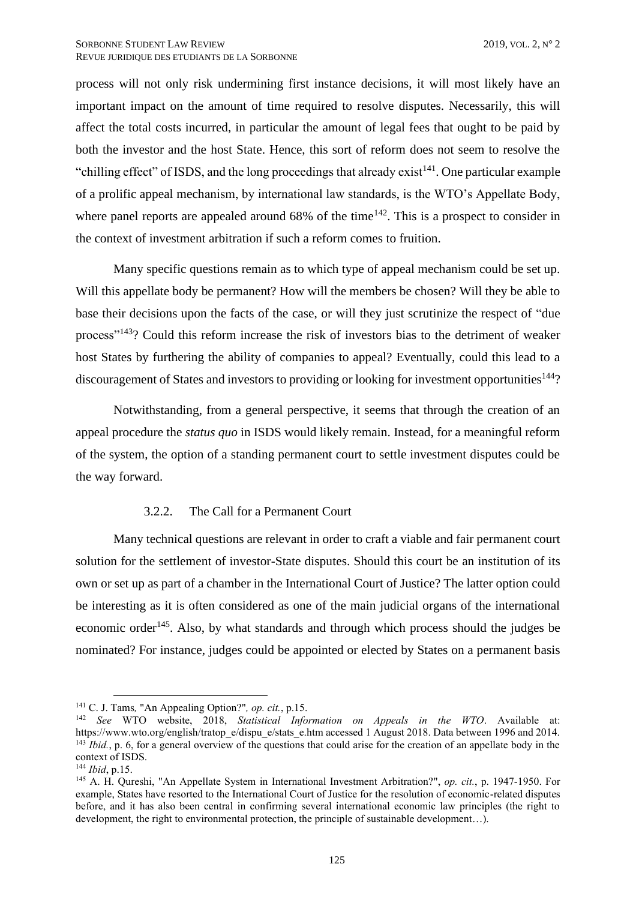process will not only risk undermining first instance decisions, it will most likely have an important impact on the amount of time required to resolve disputes. Necessarily, this will affect the total costs incurred, in particular the amount of legal fees that ought to be paid by both the investor and the host State. Hence, this sort of reform does not seem to resolve the "chilling effect" of ISDS, and the long proceedings that already exist[141]. One particular example of a prolific appeal mechanism, by international law standards, is the WTO's Appellate Body, where panel reports are appealed around 68% of the time[142]. This is a prospect to consider in the context of investment arbitration if such a reform comes to fruition.

Many specific questions remain as to which type of appeal mechanism could be set up. Will this appellate body be permanent? How will the members be chosen? Will they be able to base their decisions upon the facts of the case, or will they just scrutinize the respect of "due process"[143]? Could this reform increase the risk of investors bias to the detriment of weaker host States by furthering the ability of companies to appeal? Eventually, could this lead to a discouragement of States and investors to providing or looking for investment opportunities[144]?

Notwithstanding, from a general perspective, it seems that through the creation of an appeal procedure the *status quo* in ISDS would likely remain. Instead, for a meaningful reform of the system, the option of a standing permanent court to settle investment disputes could be the way forward.

### 3.2.2. The Call for a Permanent Court

Many technical questions are relevant in order to craft a viable and fair permanent court solution for the settlement of investor-State disputes. Should this court be an institution of its own or set up as part of a chamber in the International Court of Justice? The latter option could be interesting as it is often considered as one of the main judicial organs of the international economic order[145]. Also, by what standards and through which process should the judges be nominated? For instance, judges could be appointed or elected by States on a permanent basis

---

[141] C. J. Tams, "An Appealing Option?", *op. cit.*, p.15.

[142] *See* WTO website, 2018, *Statistical Information on Appeals in the WTO*. Available at: https://www.wto.org/english/tratop_e/dispu_e/stats_e.htm accessed 1 August 2018. Data between 1996 and 2014.

[143] *Ibid.*, p. 6, for a general overview of the questions that could arise for the creation of an appellate body in the context of ISDS.

[144] *Ibid*, p.15.

[145] A. H. Qureshi, "An Appellate System in International Investment Arbitration?", *op. cit.*, p. 1947-1950. For example, States have resorted to the International Court of Justice for the resolution of economic-related disputes before, and it has also been central in confirming several international economic law principles (the right to development, the right to environmental protection, the principle of sustainable development…).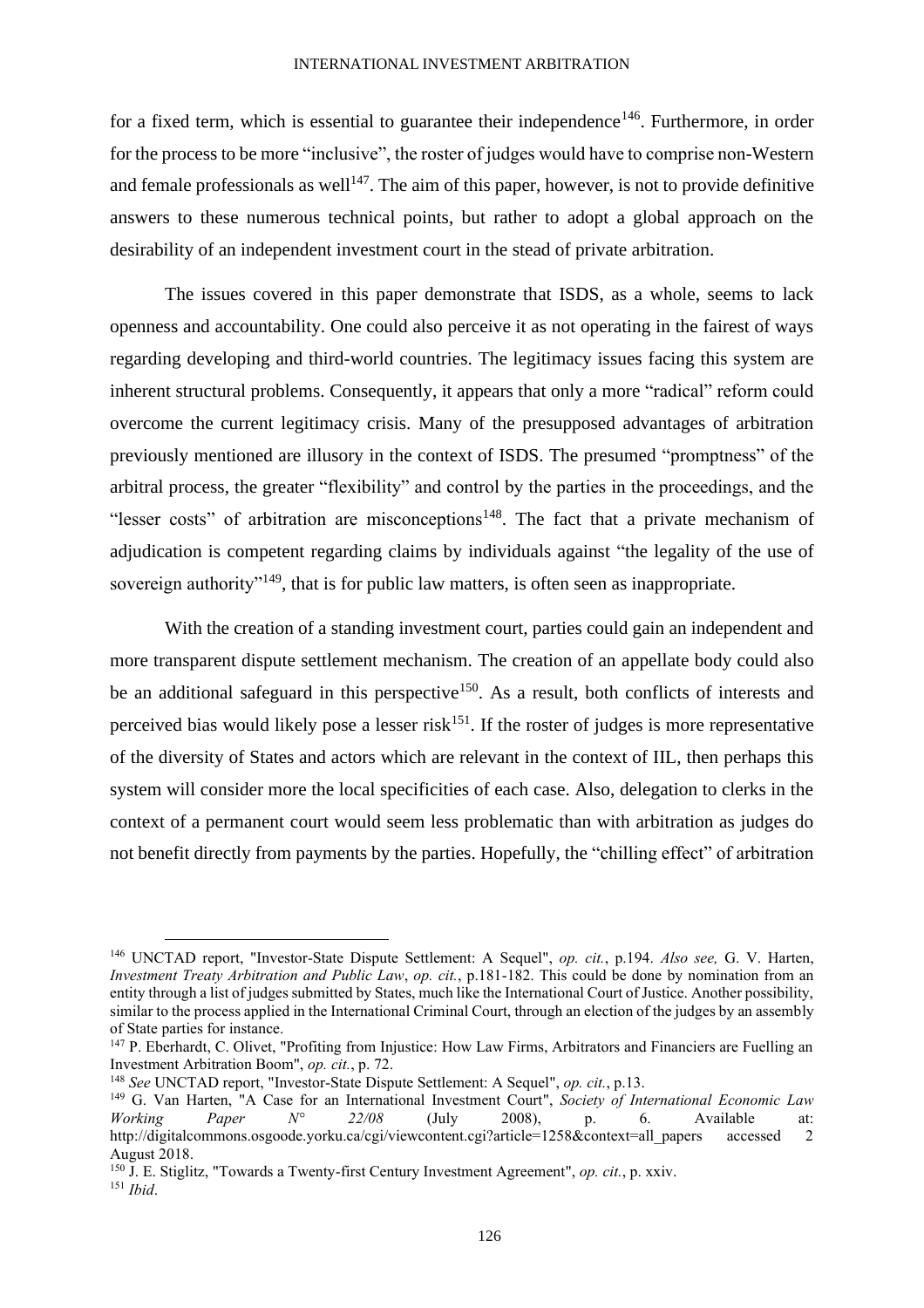for a fixed term, which is essential to guarantee their independence[146]. Furthermore, in order for the process to be more "inclusive", the roster of judges would have to comprise non-Western and female professionals as well[147]. The aim of this paper, however, is not to provide definitive answers to these numerous technical points, but rather to adopt a global approach on the desirability of an independent investment court in the stead of private arbitration.

The issues covered in this paper demonstrate that ISDS, as a whole, seems to lack openness and accountability. One could also perceive it as not operating in the fairest of ways regarding developing and third-world countries. The legitimacy issues facing this system are inherent structural problems. Consequently, it appears that only a more "radical" reform could overcome the current legitimacy crisis. Many of the presupposed advantages of arbitration previously mentioned are illusory in the context of ISDS. The presumed "promptness" of the arbitral process, the greater "flexibility" and control by the parties in the proceedings, and the "lesser costs" of arbitration are misconceptions[148]. The fact that a private mechanism of adjudication is competent regarding claims by individuals against "the legality of the use of sovereign authority"[149], that is for public law matters, is often seen as inappropriate.

With the creation of a standing investment court, parties could gain an independent and more transparent dispute settlement mechanism. The creation of an appellate body could also be an additional safeguard in this perspective[150]. As a result, both conflicts of interests and perceived bias would likely pose a lesser risk[151]. If the roster of judges is more representative of the diversity of States and actors which are relevant in the context of IIL, then perhaps this system will consider more the local specificities of each case. Also, delegation to clerks in the context of a permanent court would seem less problematic than with arbitration as judges do not benefit directly from payments by the parties. Hopefully, the "chilling effect" of arbitration

---

[146] UNCTAD report, "Investor-State Dispute Settlement: A Sequel", *op. cit.*, p.194. *Also see,* G. V. Harten, *Investment Treaty Arbitration and Public Law*, *op. cit.*, p.181-182. This could be done by nomination from an entity through a list of judges submitted by States, much like the International Court of Justice. Another possibility, similar to the process applied in the International Criminal Court, through an election of the judges by an assembly of State parties for instance.

[147] P. Eberhardt, C. Olivet, "Profiting from Injustice: How Law Firms, Arbitrators and Financiers are Fuelling an Investment Arbitration Boom", *op. cit.*, p. 72.

[148] *See* UNCTAD report, "Investor-State Dispute Settlement: A Sequel", *op. cit.*, p.13.

[149] G. Van Harten, "A Case for an International Investment Court", *Society of International Economic Law Working Paper N° 22/08* (July 2008), p. 6. Available at: http://digitalcommons.osgoode.yorku.ca/cgi/viewcontent.cgi?article=1258&context=all_papers accessed 2 August 2018.

[150] J. E. Stiglitz, "Towards a Twenty-first Century Investment Agreement", *op. cit.*, p. xxiv.

[151] *Ibid*.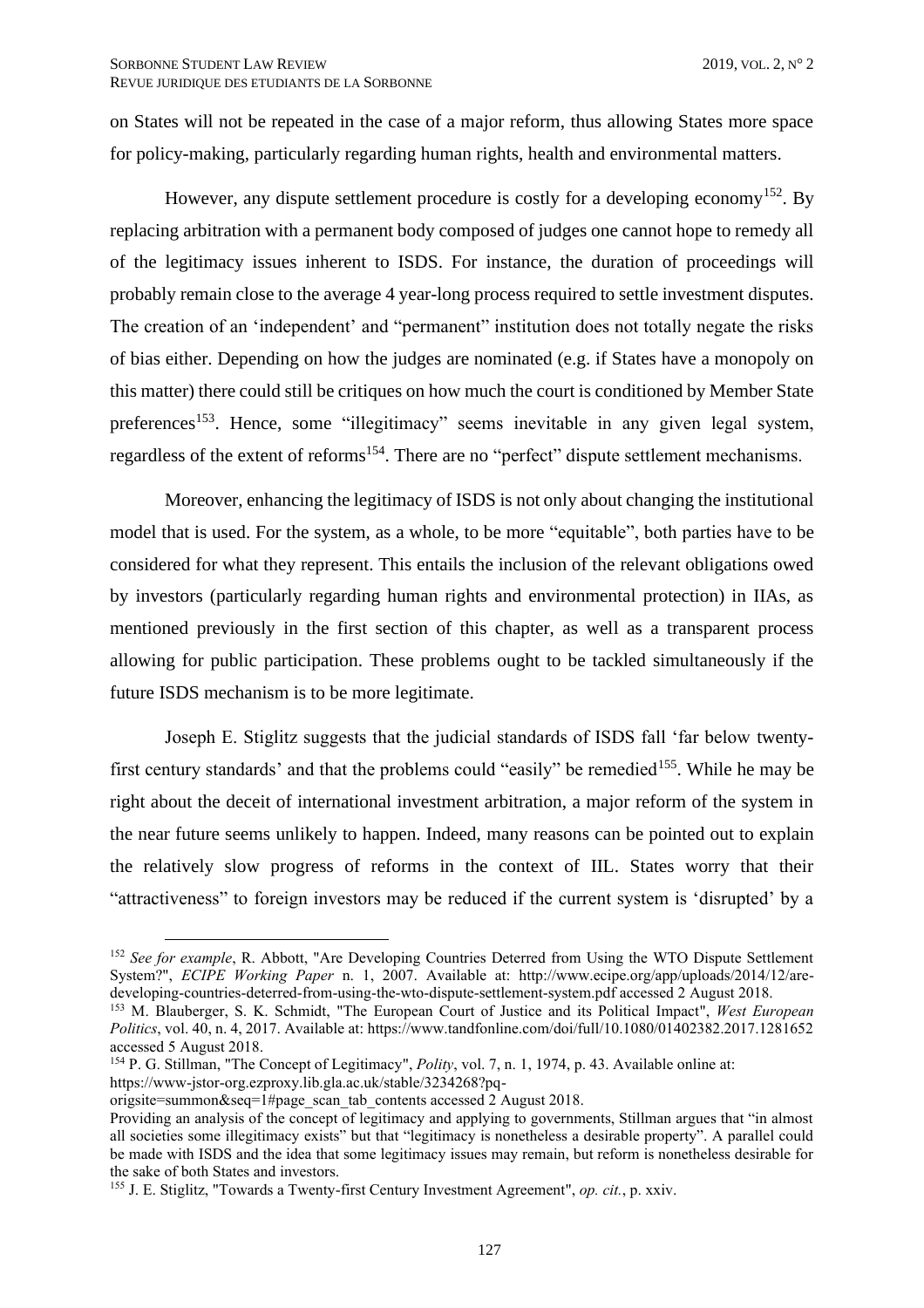on States will not be repeated in the case of a major reform, thus allowing States more space for policy-making, particularly regarding human rights, health and environmental matters.

However, any dispute settlement procedure is costly for a developing economy[152]. By replacing arbitration with a permanent body composed of judges one cannot hope to remedy all of the legitimacy issues inherent to ISDS. For instance, the duration of proceedings will probably remain close to the average 4 year-long process required to settle investment disputes. The creation of an 'independent' and "permanent" institution does not totally negate the risks of bias either. Depending on how the judges are nominated (e.g. if States have a monopoly on this matter) there could still be critiques on how much the court is conditioned by Member State preferences[153]. Hence, some "illegitimacy" seems inevitable in any given legal system, regardless of the extent of reforms[154]. There are no "perfect" dispute settlement mechanisms.

Moreover, enhancing the legitimacy of ISDS is not only about changing the institutional model that is used. For the system, as a whole, to be more "equitable", both parties have to be considered for what they represent. This entails the inclusion of the relevant obligations owed by investors (particularly regarding human rights and environmental protection) in IIAs, as mentioned previously in the first section of this chapter, as well as a transparent process allowing for public participation. These problems ought to be tackled simultaneously if the future ISDS mechanism is to be more legitimate.

Joseph E. Stiglitz suggests that the judicial standards of ISDS fall 'far below twenty-first century standards' and that the problems could "easily" be remedied[155]. While he may be right about the deceit of international investment arbitration, a major reform of the system in the near future seems unlikely to happen. Indeed, many reasons can be pointed out to explain the relatively slow progress of reforms in the context of IIL. States worry that their "attractiveness" to foreign investors may be reduced if the current system is 'disrupted' by a

---

[152] *See for example*, R. Abbott, "Are Developing Countries Deterred from Using the WTO Dispute Settlement System?", *ECIPE Working Paper* n. 1, 2007. Available at: http://www.ecipe.org/app/uploads/2014/12/are-developing-countries-deterred-from-using-the-wto-dispute-settlement-system.pdf accessed 2 August 2018.

[153] M. Blauberger, S. K. Schmidt, "The European Court of Justice and its Political Impact", *West European Politics*, vol. 40, n. 4, 2017. Available at: https://www.tandfonline.com/doi/full/10.1080/01402382.2017.1281652 accessed 5 August 2018.

[154] P. G. Stillman, "The Concept of Legitimacy", *Polity*, vol. 7, n. 1, 1974, p. 43. Available online at: https://www-jstor-org.ezproxy.lib.gla.ac.uk/stable/3234268?pq-origsite=summon&seq=1#page_scan_tab_contents accessed 2 August 2018.
Providing an analysis of the concept of legitimacy and applying to governments, Stillman argues that "in almost all societies some illegitimacy exists" but that "legitimacy is nonetheless a desirable property". A parallel could be made with ISDS and the idea that some legitimacy issues may remain, but reform is nonetheless desirable for the sake of both States and investors.

[155] J. E. Stiglitz, "Towards a Twenty-first Century Investment Agreement", *op. cit.*, p. xxiv.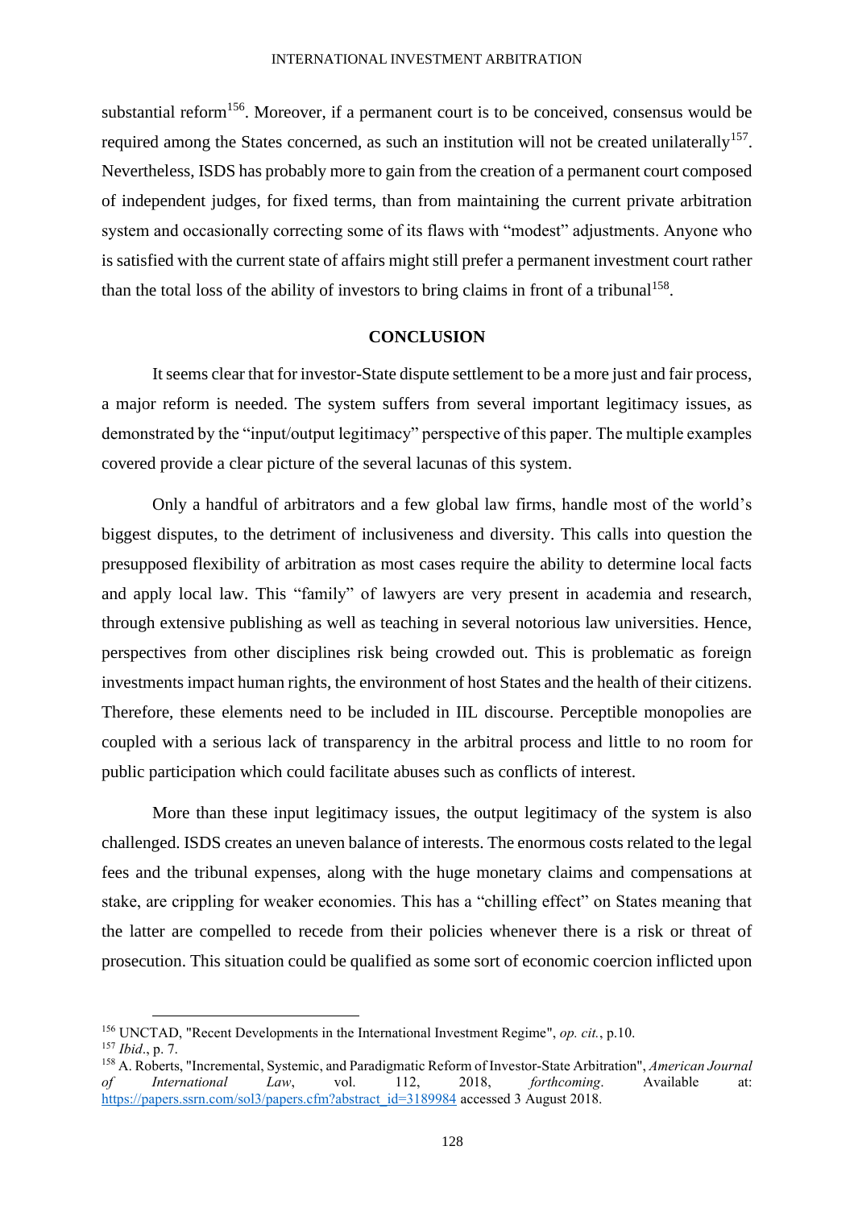substantial reform[156]. Moreover, if a permanent court is to be conceived, consensus would be required among the States concerned, as such an institution will not be created unilaterally[157]. Nevertheless, ISDS has probably more to gain from the creation of a permanent court composed of independent judges, for fixed terms, than from maintaining the current private arbitration system and occasionally correcting some of its flaws with "modest" adjustments. Anyone who is satisfied with the current state of affairs might still prefer a permanent investment court rather than the total loss of the ability of investors to bring claims in front of a tribunal[158].

## CONCLUSION

It seems clear that for investor-State dispute settlement to be a more just and fair process, a major reform is needed. The system suffers from several important legitimacy issues, as demonstrated by the "input/output legitimacy" perspective of this paper. The multiple examples covered provide a clear picture of the several lacunas of this system.

Only a handful of arbitrators and a few global law firms, handle most of the world's biggest disputes, to the detriment of inclusiveness and diversity. This calls into question the presupposed flexibility of arbitration as most cases require the ability to determine local facts and apply local law. This "family" of lawyers are very present in academia and research, through extensive publishing as well as teaching in several notorious law universities. Hence, perspectives from other disciplines risk being crowded out. This is problematic as foreign investments impact human rights, the environment of host States and the health of their citizens. Therefore, these elements need to be included in IIL discourse. Perceptible monopolies are coupled with a serious lack of transparency in the arbitral process and little to no room for public participation which could facilitate abuses such as conflicts of interest.

More than these input legitimacy issues, the output legitimacy of the system is also challenged. ISDS creates an uneven balance of interests. The enormous costs related to the legal fees and the tribunal expenses, along with the huge monetary claims and compensations at stake, are crippling for weaker economies. This has a "chilling effect" on States meaning that the latter are compelled to recede from their policies whenever there is a risk or threat of prosecution. This situation could be qualified as some sort of economic coercion inflicted upon

---

[156] UNCTAD, "Recent Developments in the International Investment Regime", *op. cit.*, p.10.

[157] *Ibid*., p. 7.

[158] A. Roberts, "Incremental, Systemic, and Paradigmatic Reform of Investor-State Arbitration", *American Journal of International Law*, vol. 112, 2018, *forthcoming*. Available at: https://papers.ssrn.com/sol3/papers.cfm?abstract_id=3189984 accessed 3 August 2018.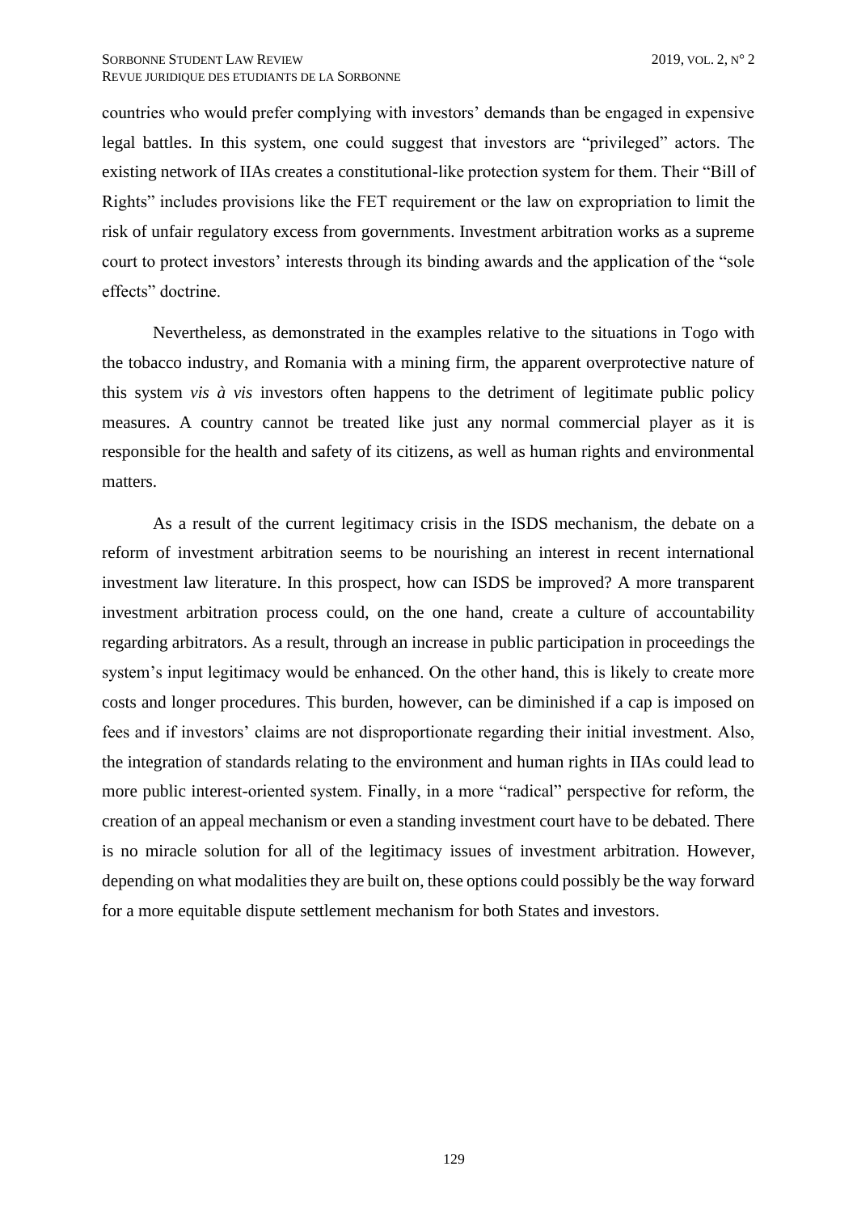countries who would prefer complying with investors' demands than be engaged in expensive legal battles. In this system, one could suggest that investors are "privileged" actors. The existing network of IIAs creates a constitutional-like protection system for them. Their "Bill of Rights" includes provisions like the FET requirement or the law on expropriation to limit the risk of unfair regulatory excess from governments. Investment arbitration works as a supreme court to protect investors' interests through its binding awards and the application of the "sole effects" doctrine.

Nevertheless, as demonstrated in the examples relative to the situations in Togo with the tobacco industry, and Romania with a mining firm, the apparent overprotective nature of this system *vis à vis* investors often happens to the detriment of legitimate public policy measures. A country cannot be treated like just any normal commercial player as it is responsible for the health and safety of its citizens, as well as human rights and environmental matters.

As a result of the current legitimacy crisis in the ISDS mechanism, the debate on a reform of investment arbitration seems to be nourishing an interest in recent international investment law literature. In this prospect, how can ISDS be improved? A more transparent investment arbitration process could, on the one hand, create a culture of accountability regarding arbitrators. As a result, through an increase in public participation in proceedings the system's input legitimacy would be enhanced. On the other hand, this is likely to create more costs and longer procedures. This burden, however, can be diminished if a cap is imposed on fees and if investors' claims are not disproportionate regarding their initial investment. Also, the integration of standards relating to the environment and human rights in IIAs could lead to more public interest-oriented system. Finally, in a more "radical" perspective for reform, the creation of an appeal mechanism or even a standing investment court have to be debated. There is no miracle solution for all of the legitimacy issues of investment arbitration. However, depending on what modalities they are built on, these options could possibly be the way forward for a more equitable dispute settlement mechanism for both States and investors.